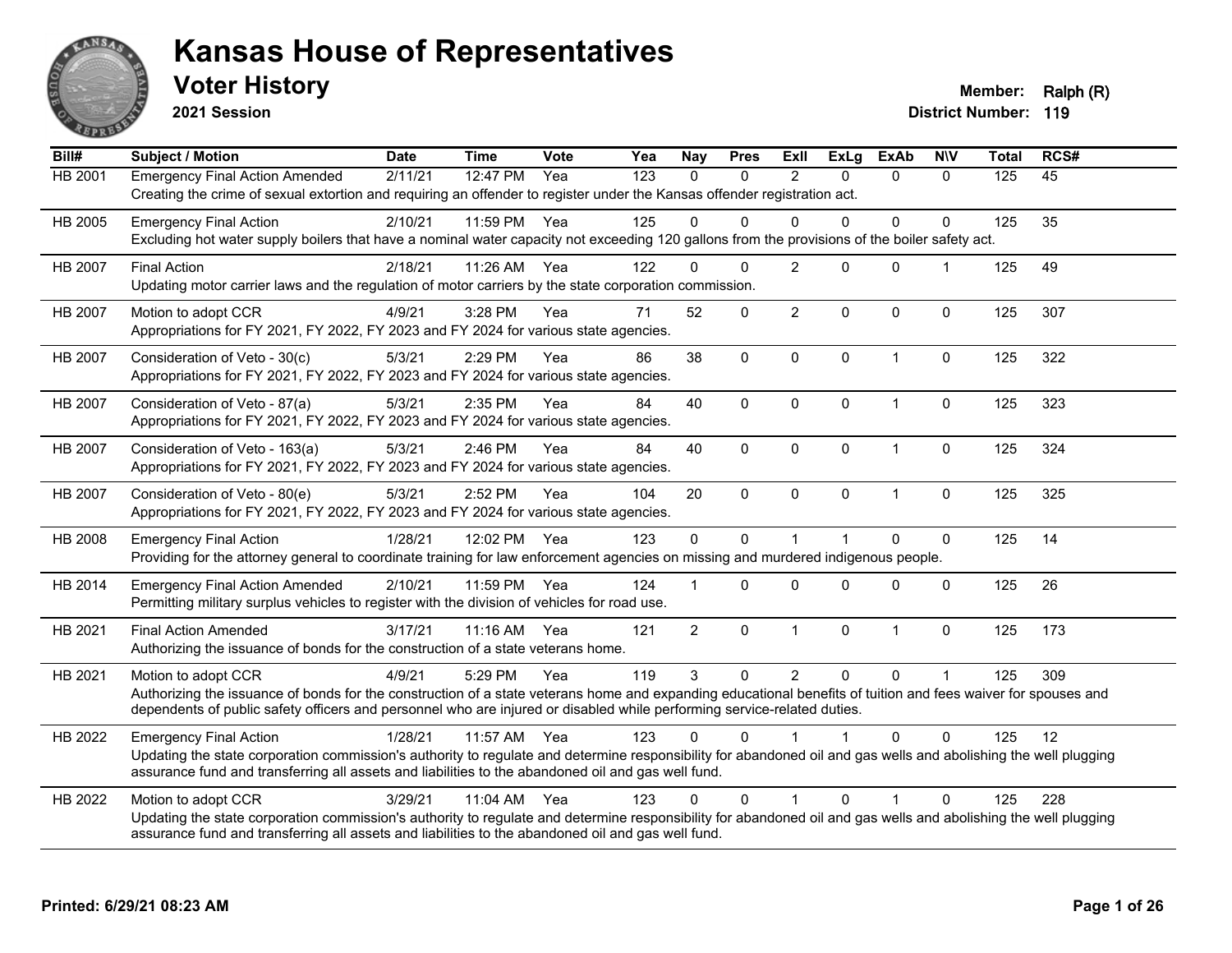# Kansas House of Representatives

## Voter History

**2021 Session**

**Member:** Ralph (R)
**District Number:** 119

| Bill# | Subject / Motion | Date | Time | Vote | Yea | Nay | Pres | ExII | ExLg | ExAb | N\V | Total | RCS# |
|---|---|---|---|---|---|---|---|---|---|---|---|---|---|
| HB 2001 | Emergency Final Action Amended | 2/11/21 | 12:47 PM | Yea | 123 | 0 | 0 | 2 | 0 | 0 | 0 | 125 | 45 |
| | Creating the crime of sexual extortion and requiring an offender to register under the Kansas offender registration act. | | | | | | | | | | | | |
| HB 2005 | Emergency Final Action | 2/10/21 | 11:59 PM | Yea | 125 | 0 | 0 | 0 | 0 | 0 | 0 | 125 | 35 |
| | Excluding hot water supply boilers that have a nominal water capacity not exceeding 120 gallons from the provisions of the boiler safety act. | | | | | | | | | | | | |
| HB 2007 | Final Action | 2/18/21 | 11:26 AM | Yea | 122 | 0 | 0 | 2 | 0 | 0 | 1 | 125 | 49 |
| | Updating motor carrier laws and the regulation of motor carriers by the state corporation commission. | | | | | | | | | | | | |
| HB 2007 | Motion to adopt CCR | 4/9/21 | 3:28 PM | Yea | 71 | 52 | 0 | 2 | 0 | 0 | 0 | 125 | 307 |
| | Appropriations for FY 2021, FY 2022, FY 2023 and FY 2024 for various state agencies. | | | | | | | | | | | | |
| HB 2007 | Consideration of Veto - 30(c) | 5/3/21 | 2:29 PM | Yea | 86 | 38 | 0 | 0 | 0 | 1 | 0 | 125 | 322 |
| | Appropriations for FY 2021, FY 2022, FY 2023 and FY 2024 for various state agencies. | | | | | | | | | | | | |
| HB 2007 | Consideration of Veto - 87(a) | 5/3/21 | 2:35 PM | Yea | 84 | 40 | 0 | 0 | 0 | 1 | 0 | 125 | 323 |
| | Appropriations for FY 2021, FY 2022, FY 2023 and FY 2024 for various state agencies. | | | | | | | | | | | | |
| HB 2007 | Consideration of Veto - 163(a) | 5/3/21 | 2:46 PM | Yea | 84 | 40 | 0 | 0 | 0 | 1 | 0 | 125 | 324 |
| | Appropriations for FY 2021, FY 2022, FY 2023 and FY 2024 for various state agencies. | | | | | | | | | | | | |
| HB 2007 | Consideration of Veto - 80(e) | 5/3/21 | 2:52 PM | Yea | 104 | 20 | 0 | 0 | 0 | 1 | 0 | 125 | 325 |
| | Appropriations for FY 2021, FY 2022, FY 2023 and FY 2024 for various state agencies. | | | | | | | | | | | | |
| HB 2008 | Emergency Final Action | 1/28/21 | 12:02 PM | Yea | 123 | 0 | 0 | 1 | 1 | 0 | 0 | 125 | 14 |
| | Providing for the attorney general to coordinate training for law enforcement agencies on missing and murdered indigenous people. | | | | | | | | | | | | |
| HB 2014 | Emergency Final Action Amended | 2/10/21 | 11:59 PM | Yea | 124 | 1 | 0 | 0 | 0 | 0 | 0 | 125 | 26 |
| | Permitting military surplus vehicles to register with the division of vehicles for road use. | | | | | | | | | | | | |
| HB 2021 | Final Action Amended | 3/17/21 | 11:16 AM | Yea | 121 | 2 | 0 | 1 | 0 | 1 | 0 | 125 | 173 |
| | Authorizing the issuance of bonds for the construction of a state veterans home. | | | | | | | | | | | | |
| HB 2021 | Motion to adopt CCR | 4/9/21 | 5:29 PM | Yea | 119 | 3 | 0 | 2 | 0 | 0 | 1 | 125 | 309 |
| | Authorizing the issuance of bonds for the construction of a state veterans home and expanding educational benefits of tuition and fees waiver for spouses and dependents of public safety officers and personnel who are injured or disabled while performing service-related duties. | | | | | | | | | | | | |
| HB 2022 | Emergency Final Action | 1/28/21 | 11:57 AM | Yea | 123 | 0 | 0 | 1 | 1 | 0 | 0 | 125 | 12 |
| | Updating the state corporation commission's authority to regulate and determine responsibility for abandoned oil and gas wells and abolishing the well plugging assurance fund and transferring all assets and liabilities to the abandoned oil and gas well fund. | | | | | | | | | | | | |
| HB 2022 | Motion to adopt CCR | 3/29/21 | 11:04 AM | Yea | 123 | 0 | 0 | 1 | 0 | 1 | 0 | 125 | 228 |
| | Updating the state corporation commission's authority to regulate and determine responsibility for abandoned oil and gas wells and abolishing the well plugging assurance fund and transferring all assets and liabilities to the abandoned oil and gas well fund. | | | | | | | | | | | | |

**Printed: 6/29/21 08:23 AM**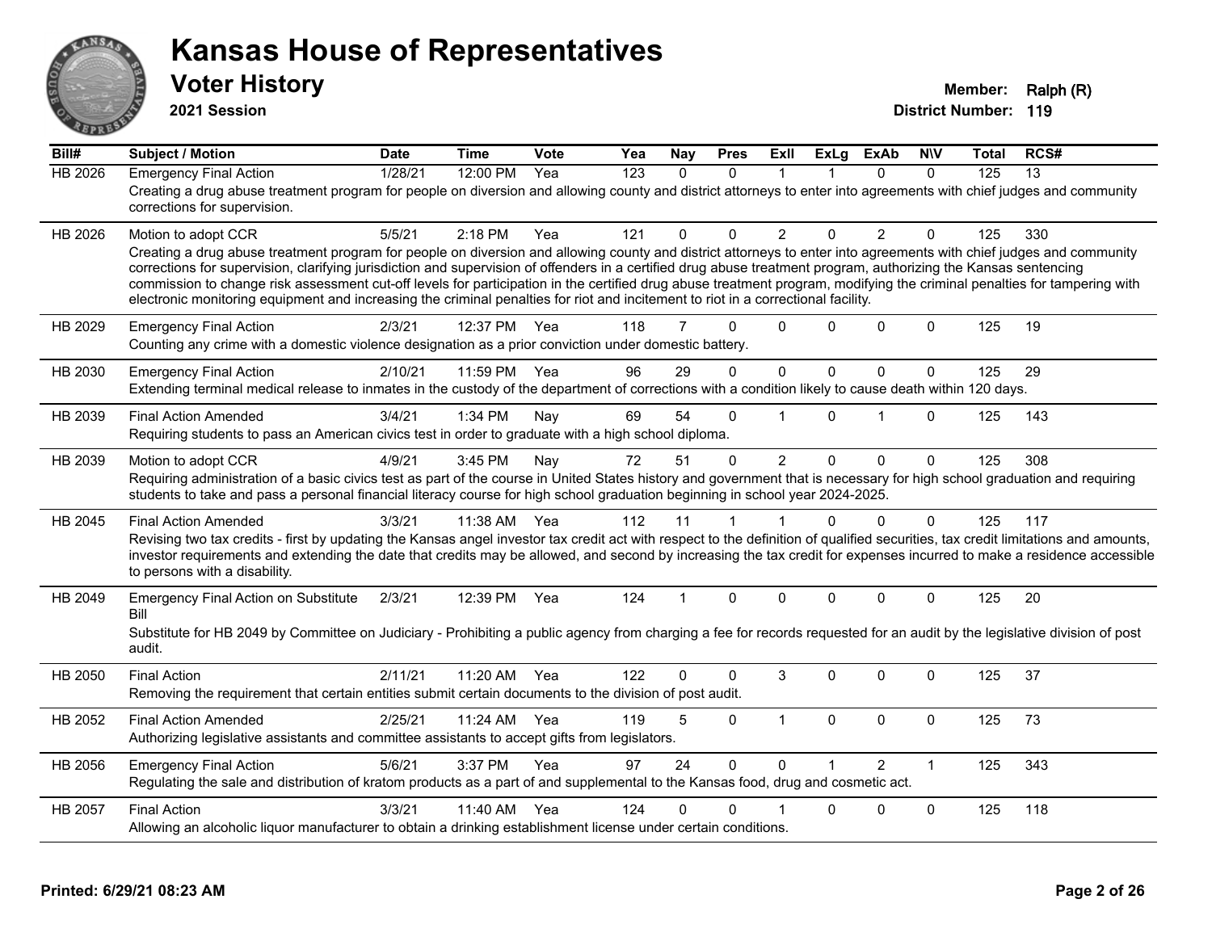# Kansas House of Representatives

## Voter History

**2021 Session**

**Member:** Ralph (R)
**District Number:** 119

| Bill# | Subject / Motion | Date | Time | Vote | Yea | Nay | Pres | ExII | ExLg | ExAb | N\V | Total | RCS# |
|---|---|---|---|---|---|---|---|---|---|---|---|---|---|
| HB 2026 | Emergency Final Action | 1/28/21 | 12:00 PM | Yea | 123 | 0 | 0 | 1 | 1 | 0 | 0 | 125 | 13 |
| | Creating a drug abuse treatment program for people on diversion and allowing county and district attorneys to enter into agreements with chief judges and community corrections for supervision. | | | | | | | | | | | | |
| HB 2026 | Motion to adopt CCR | 5/5/21 | 2:18 PM | Yea | 121 | 0 | 0 | 2 | 0 | 2 | 0 | 125 | 330 |
| | Creating a drug abuse treatment program for people on diversion and allowing county and district attorneys to enter into agreements with chief judges and community corrections for supervision, clarifying jurisdiction and supervision of offenders in a certified drug abuse treatment program, authorizing the Kansas sentencing commission to change risk assessment cut-off levels for participation in the certified drug abuse treatment program, modifying the criminal penalties for tampering with electronic monitoring equipment and increasing the criminal penalties for riot and incitement to riot in a correctional facility. | | | | | | | | | | | | |
| HB 2029 | Emergency Final Action | 2/3/21 | 12:37 PM | Yea | 118 | 7 | 0 | 0 | 0 | 0 | 0 | 125 | 19 |
| | Counting any crime with a domestic violence designation as a prior conviction under domestic battery. | | | | | | | | | | | | |
| HB 2030 | Emergency Final Action | 2/10/21 | 11:59 PM | Yea | 96 | 29 | 0 | 0 | 0 | 0 | 0 | 125 | 29 |
| | Extending terminal medical release to inmates in the custody of the department of corrections with a condition likely to cause death within 120 days. | | | | | | | | | | | | |
| HB 2039 | Final Action Amended | 3/4/21 | 1:34 PM | Nay | 69 | 54 | 0 | 1 | 0 | 1 | 0 | 125 | 143 |
| | Requiring students to pass an American civics test in order to graduate with a high school diploma. | | | | | | | | | | | | |
| HB 2039 | Motion to adopt CCR | 4/9/21 | 3:45 PM | Nay | 72 | 51 | 0 | 2 | 0 | 0 | 0 | 125 | 308 |
| | Requiring administration of a basic civics test as part of the course in United States history and government that is necessary for high school graduation and requiring students to take and pass a personal financial literacy course for high school graduation beginning in school year 2024-2025. | | | | | | | | | | | | |
| HB 2045 | Final Action Amended | 3/3/21 | 11:38 AM | Yea | 112 | 11 | 1 | 1 | 0 | 0 | 0 | 125 | 117 |
| | Revising two tax credits - first by updating the Kansas angel investor tax credit act with respect to the definition of qualified securities, tax credit limitations and amounts, investor requirements and extending the date that credits may be allowed, and second by increasing the tax credit for expenses incurred to make a residence accessible to persons with a disability. | | | | | | | | | | | | |
| HB 2049 | Emergency Final Action on Substitute Bill | 2/3/21 | 12:39 PM | Yea | 124 | 1 | 0 | 0 | 0 | 0 | 0 | 125 | 20 |
| | Substitute for HB 2049 by Committee on Judiciary - Prohibiting a public agency from charging a fee for records requested for an audit by the legislative division of post audit. | | | | | | | | | | | | |
| HB 2050 | Final Action | 2/11/21 | 11:20 AM | Yea | 122 | 0 | 0 | 3 | 0 | 0 | 0 | 125 | 37 |
| | Removing the requirement that certain entities submit certain documents to the division of post audit. | | | | | | | | | | | | |
| HB 2052 | Final Action Amended | 2/25/21 | 11:24 AM | Yea | 119 | 5 | 0 | 1 | 0 | 0 | 0 | 125 | 73 |
| | Authorizing legislative assistants and committee assistants to accept gifts from legislators. | | | | | | | | | | | | |
| HB 2056 | Emergency Final Action | 5/6/21 | 3:37 PM | Yea | 97 | 24 | 0 | 0 | 1 | 2 | 1 | 125 | 343 |
| | Regulating the sale and distribution of kratom products as a part of and supplemental to the Kansas food, drug and cosmetic act. | | | | | | | | | | | | |
| HB 2057 | Final Action | 3/3/21 | 11:40 AM | Yea | 124 | 0 | 0 | 1 | 0 | 0 | 0 | 125 | 118 |
| | Allowing an alcoholic liquor manufacturer to obtain a drinking establishment license under certain conditions. | | | | | | | | | | | | |

**Printed: 6/29/21 08:23 AM**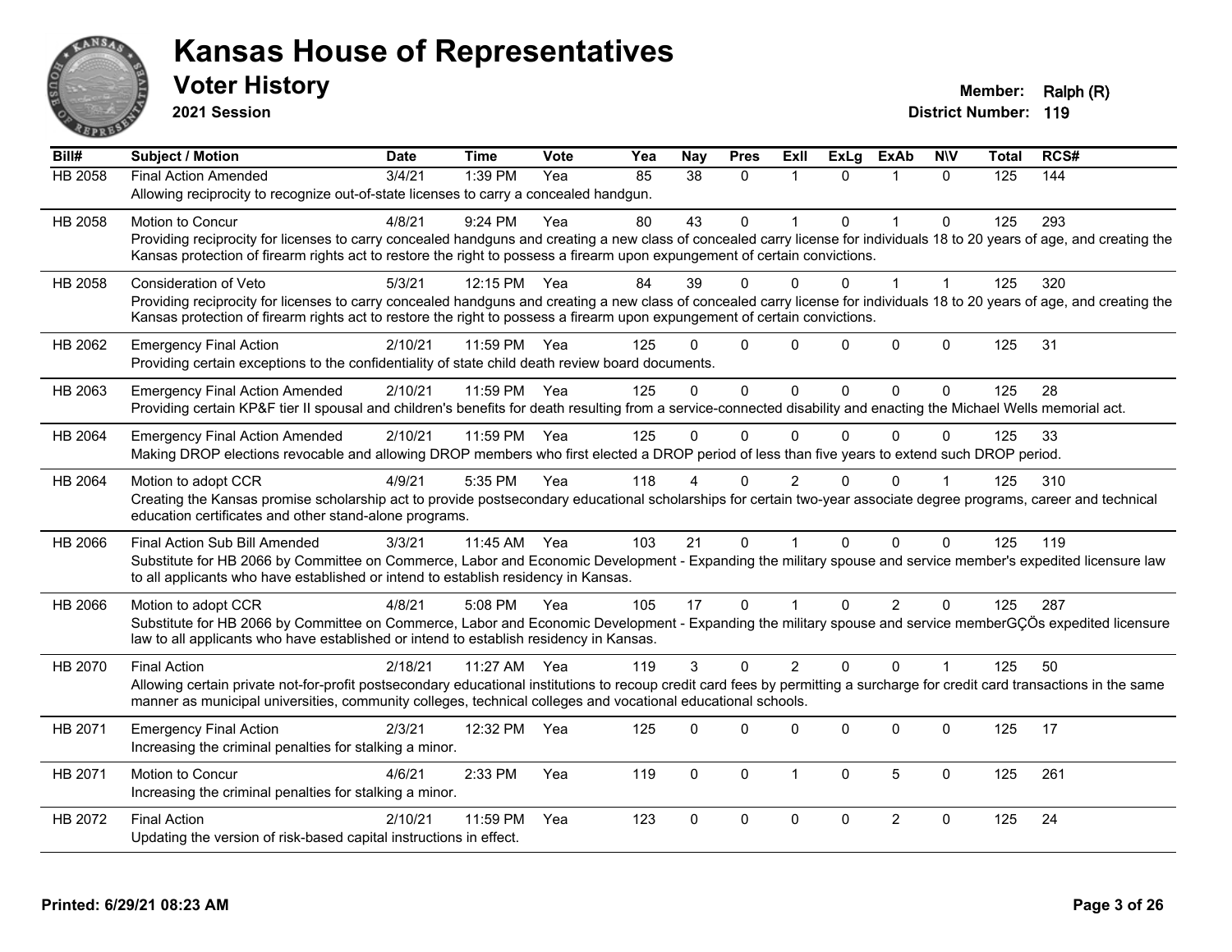# Kansas House of Representatives

## Voter History

**2021 Session**

**Member:** Ralph (R)
**District Number:** 119

| Bill# | Subject / Motion | Date | Time | Vote | Yea | Nay | Pres | ExII | ExLg | ExAb | N\V | Total | RCS# |
|---|---|---|---|---|---|---|---|---|---|---|---|---|---|
| HB 2058 | Final Action Amended | 3/4/21 | 1:39 PM | Yea | 85 | 38 | 0 | 1 | 0 | 1 | 0 | 125 | 144 |
| | Allowing reciprocity to recognize out-of-state licenses to carry a concealed handgun. | | | | | | | | | | | | |
| HB 2058 | Motion to Concur | 4/8/21 | 9:24 PM | Yea | 80 | 43 | 0 | 1 | 0 | 1 | 0 | 125 | 293 |
| | Providing reciprocity for licenses to carry concealed handguns and creating a new class of concealed carry license for individuals 18 to 20 years of age, and creating the Kansas protection of firearm rights act to restore the right to possess a firearm upon expungement of certain convictions. | | | | | | | | | | | | |
| HB 2058 | Consideration of Veto | 5/3/21 | 12:15 PM | Yea | 84 | 39 | 0 | 0 | 0 | 1 | 1 | 125 | 320 |
| | Providing reciprocity for licenses to carry concealed handguns and creating a new class of concealed carry license for individuals 18 to 20 years of age, and creating the Kansas protection of firearm rights act to restore the right to possess a firearm upon expungement of certain convictions. | | | | | | | | | | | | |
| HB 2062 | Emergency Final Action | 2/10/21 | 11:59 PM | Yea | 125 | 0 | 0 | 0 | 0 | 0 | 0 | 125 | 31 |
| | Providing certain exceptions to the confidentiality of state child death review board documents. | | | | | | | | | | | | |
| HB 2063 | Emergency Final Action Amended | 2/10/21 | 11:59 PM | Yea | 125 | 0 | 0 | 0 | 0 | 0 | 0 | 125 | 28 |
| | Providing certain KP&F tier II spousal and children's benefits for death resulting from a service-connected disability and enacting the Michael Wells memorial act. | | | | | | | | | | | | |
| HB 2064 | Emergency Final Action Amended | 2/10/21 | 11:59 PM | Yea | 125 | 0 | 0 | 0 | 0 | 0 | 0 | 125 | 33 |
| | Making DROP elections revocable and allowing DROP members who first elected a DROP period of less than five years to extend such DROP period. | | | | | | | | | | | | |
| HB 2064 | Motion to adopt CCR | 4/9/21 | 5:35 PM | Yea | 118 | 4 | 0 | 2 | 0 | 0 | 1 | 125 | 310 |
| | Creating the Kansas promise scholarship act to provide postsecondary educational scholarships for certain two-year associate degree programs, career and technical education certificates and other stand-alone programs. | | | | | | | | | | | | |
| HB 2066 | Final Action Sub Bill Amended | 3/3/21 | 11:45 AM | Yea | 103 | 21 | 0 | 1 | 0 | 0 | 0 | 125 | 119 |
| | Substitute for HB 2066 by Committee on Commerce, Labor and Economic Development - Expanding the military spouse and service member's expedited licensure law to all applicants who have established or intend to establish residency in Kansas. | | | | | | | | | | | | |
| HB 2066 | Motion to adopt CCR | 4/8/21 | 5:08 PM | Yea | 105 | 17 | 0 | 1 | 0 | 2 | 0 | 125 | 287 |
| | Substitute for HB 2066 by Committee on Commerce, Labor and Economic Development - Expanding the military spouse and service memberGÇÖs expedited licensure law to all applicants who have established or intend to establish residency in Kansas. | | | | | | | | | | | | |
| HB 2070 | Final Action | 2/18/21 | 11:27 AM | Yea | 119 | 3 | 0 | 2 | 0 | 0 | 1 | 125 | 50 |
| | Allowing certain private not-for-profit postsecondary educational institutions to recoup credit card fees by permitting a surcharge for credit card transactions in the same manner as municipal universities, community colleges, technical colleges and vocational educational schools. | | | | | | | | | | | | |
| HB 2071 | Emergency Final Action | 2/3/21 | 12:32 PM | Yea | 125 | 0 | 0 | 0 | 0 | 0 | 0 | 125 | 17 |
| | Increasing the criminal penalties for stalking a minor. | | | | | | | | | | | | |
| HB 2071 | Motion to Concur | 4/6/21 | 2:33 PM | Yea | 119 | 0 | 0 | 1 | 0 | 5 | 0 | 125 | 261 |
| | Increasing the criminal penalties for stalking a minor. | | | | | | | | | | | | |
| HB 2072 | Final Action | 2/10/21 | 11:59 PM | Yea | 123 | 0 | 0 | 0 | 0 | 2 | 0 | 125 | 24 |
| | Updating the version of risk-based capital instructions in effect. | | | | | | | | | | | | |

**Printed: 6/29/21 08:23 AM**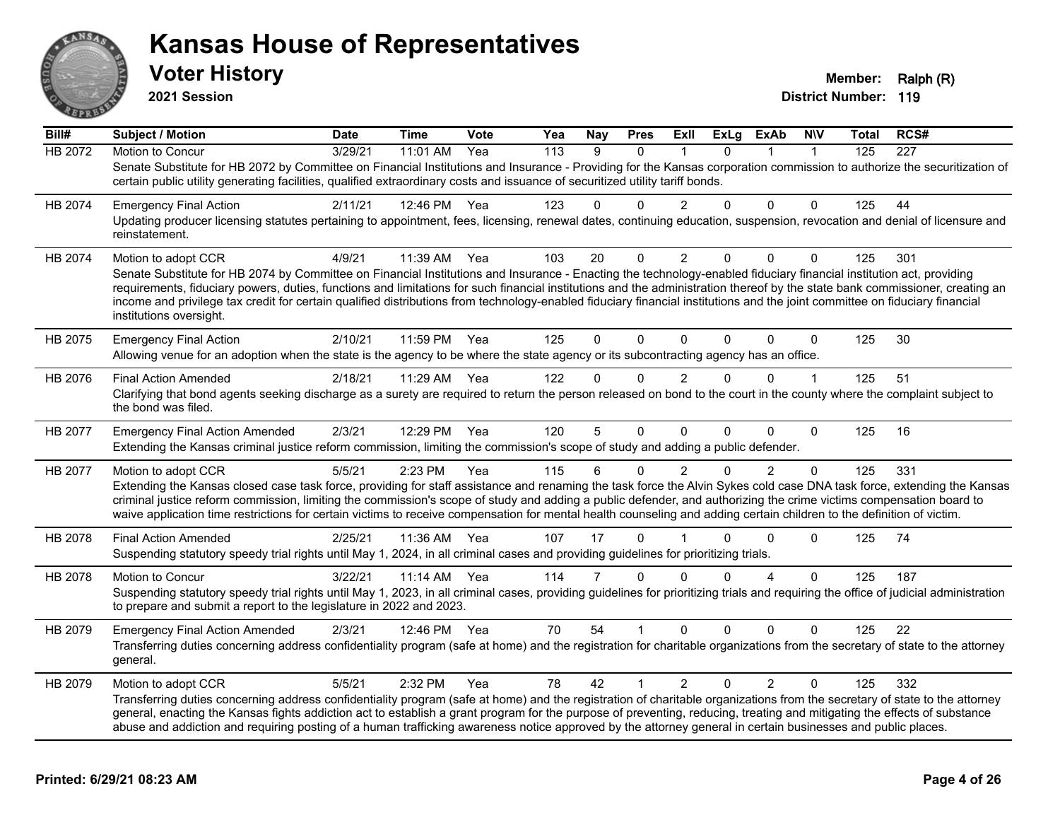# Kansas House of Representatives

## Voter History

**2021 Session**

**Member:** Ralph (R)
**District Number:** 119

| Bill# | Subject / Motion | Date | Time | Vote | Yea | Nay | Pres | ExII | ExLg | ExAb | N\V | Total | RCS# |
|---|---|---|---|---|---|---|---|---|---|---|---|---|---|
| HB 2072 | Motion to Concur | 3/29/21 | 11:01 AM | Yea | 113 | 9 | 0 | 1 | 0 | 1 | 1 | 125 | 227 |
| | Senate Substitute for HB 2072 by Committee on Financial Institutions and Insurance - Providing for the Kansas corporation commission to authorize the securitization of certain public utility generating facilities, qualified extraordinary costs and issuance of securitized utility tariff bonds. | | | | | | | | | | | | |
| HB 2074 | Emergency Final Action | 2/11/21 | 12:46 PM | Yea | 123 | 0 | 0 | 2 | 0 | 0 | 0 | 125 | 44 |
| | Updating producer licensing statutes pertaining to appointment, fees, licensing, renewal dates, continuing education, suspension, revocation and denial of licensure and reinstatement. | | | | | | | | | | | | |
| HB 2074 | Motion to adopt CCR | 4/9/21 | 11:39 AM | Yea | 103 | 20 | 0 | 2 | 0 | 0 | 0 | 125 | 301 |
| | Senate Substitute for HB 2074 by Committee on Financial Institutions and Insurance - Enacting the technology-enabled fiduciary financial institution act, providing requirements, fiduciary powers, duties, functions and limitations for such financial institutions and the administration thereof by the state bank commissioner, creating an income and privilege tax credit for certain qualified distributions from technology-enabled fiduciary financial institutions and the joint committee on fiduciary financial institutions oversight. | | | | | | | | | | | | |
| HB 2075 | Emergency Final Action | 2/10/21 | 11:59 PM | Yea | 125 | 0 | 0 | 0 | 0 | 0 | 0 | 125 | 30 |
| | Allowing venue for an adoption when the state is the agency to be where the state agency or its subcontracting agency has an office. | | | | | | | | | | | | |
| HB 2076 | Final Action Amended | 2/18/21 | 11:29 AM | Yea | 122 | 0 | 0 | 2 | 0 | 0 | 1 | 125 | 51 |
| | Clarifying that bond agents seeking discharge as a surety are required to return the person released on bond to the court in the county where the complaint subject to the bond was filed. | | | | | | | | | | | | |
| HB 2077 | Emergency Final Action Amended | 2/3/21 | 12:29 PM | Yea | 120 | 5 | 0 | 0 | 0 | 0 | 0 | 125 | 16 |
| | Extending the Kansas criminal justice reform commission, limiting the commission's scope of study and adding a public defender. | | | | | | | | | | | | |
| HB 2077 | Motion to adopt CCR | 5/5/21 | 2:23 PM | Yea | 115 | 6 | 0 | 2 | 0 | 2 | 0 | 125 | 331 |
| | Extending the Kansas closed case task force, providing for staff assistance and renaming the task force the Alvin Sykes cold case DNA task force, extending the Kansas criminal justice reform commission, limiting the commission's scope of study and adding a public defender, and authorizing the crime victims compensation board to waive application time restrictions for certain victims to receive compensation for mental health counseling and adding certain children to the definition of victim. | | | | | | | | | | | | |
| HB 2078 | Final Action Amended | 2/25/21 | 11:36 AM | Yea | 107 | 17 | 0 | 1 | 0 | 0 | 0 | 125 | 74 |
| | Suspending statutory speedy trial rights until May 1, 2024, in all criminal cases and providing guidelines for prioritizing trials. | | | | | | | | | | | | |
| HB 2078 | Motion to Concur | 3/22/21 | 11:14 AM | Yea | 114 | 7 | 0 | 0 | 0 | 4 | 0 | 125 | 187 |
| | Suspending statutory speedy trial rights until May 1, 2023, in all criminal cases, providing guidelines for prioritizing trials and requiring the office of judicial administration to prepare and submit a report to the legislature in 2022 and 2023. | | | | | | | | | | | | |
| HB 2079 | Emergency Final Action Amended | 2/3/21 | 12:46 PM | Yea | 70 | 54 | 1 | 0 | 0 | 0 | 0 | 125 | 22 |
| | Transferring duties concerning address confidentiality program (safe at home) and the registration for charitable organizations from the secretary of state to the attorney general. | | | | | | | | | | | | |
| HB 2079 | Motion to adopt CCR | 5/5/21 | 2:32 PM | Yea | 78 | 42 | 1 | 2 | 0 | 2 | 0 | 125 | 332 |
| | Transferring duties concerning address confidentiality program (safe at home) and the registration of charitable organizations from the secretary of state to the attorney general, enacting the Kansas fights addiction act to establish a grant program for the purpose of preventing, reducing, treating and mitigating the effects of substance abuse and addiction and requiring posting of a human trafficking awareness notice approved by the attorney general in certain businesses and public places. | | | | | | | | | | | | |

**Printed: 6/29/21 08:23 AM**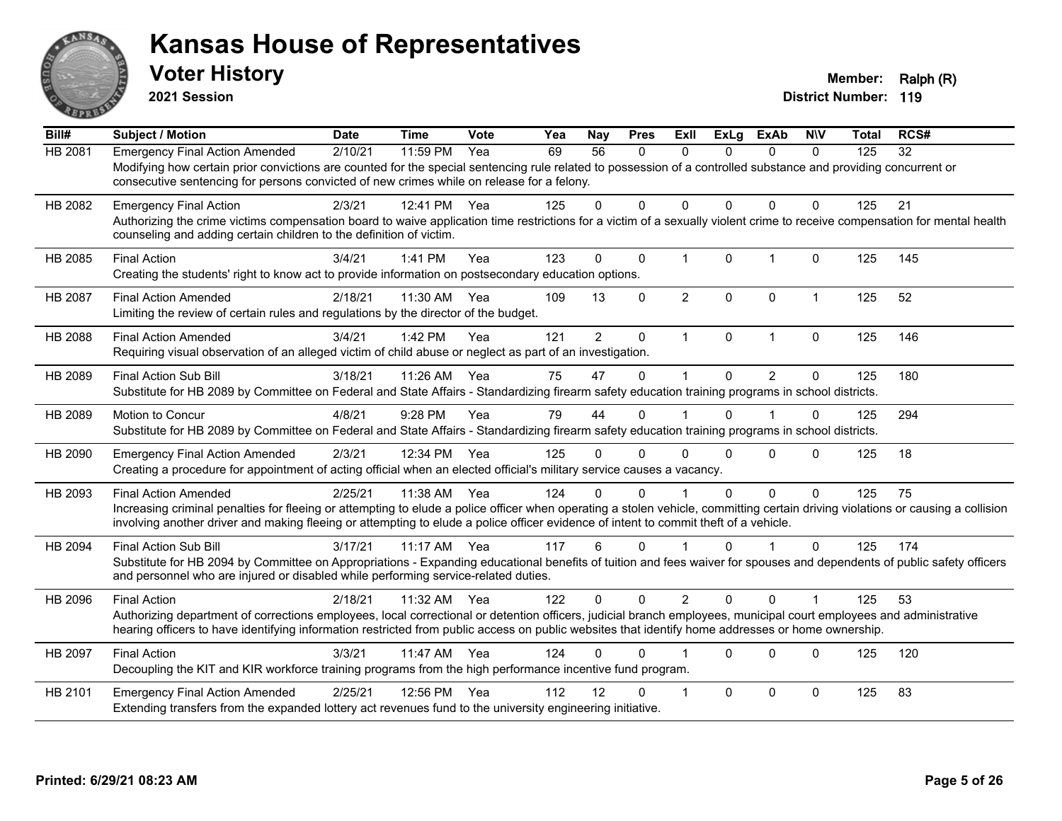# Kansas House of Representatives

## Voter History

**2021 Session**

**Member:** Ralph (R)
**District Number:** 119

| Bill# | Subject / Motion | Date | Time | Vote | Yea | Nay | Pres | ExII | ExLg | ExAb | N\V | Total | RCS# |
|---|---|---|---|---|---|---|---|---|---|---|---|---|---|
| HB 2081 | Emergency Final Action Amended | 2/10/21 | 11:59 PM | Yea | 69 | 56 | 0 | 0 | 0 | 0 | 0 | 125 | 32 |
| | Modifying how certain prior convictions are counted for the special sentencing rule related to possession of a controlled substance and providing concurrent or consecutive sentencing for persons convicted of new crimes while on release for a felony. | | | | | | | | | | | | |
| HB 2082 | Emergency Final Action | 2/3/21 | 12:41 PM | Yea | 125 | 0 | 0 | 0 | 0 | 0 | 0 | 125 | 21 |
| | Authorizing the crime victims compensation board to waive application time restrictions for a victim of a sexually violent crime to receive compensation for mental health counseling and adding certain children to the definition of victim. | | | | | | | | | | | | |
| HB 2085 | Final Action | 3/4/21 | 1:41 PM | Yea | 123 | 0 | 0 | 1 | 0 | 1 | 0 | 125 | 145 |
| | Creating the students' right to know act to provide information on postsecondary education options. | | | | | | | | | | | | |
| HB 2087 | Final Action Amended | 2/18/21 | 11:30 AM | Yea | 109 | 13 | 0 | 2 | 0 | 0 | 1 | 125 | 52 |
| | Limiting the review of certain rules and regulations by the director of the budget. | | | | | | | | | | | | |
| HB 2088 | Final Action Amended | 3/4/21 | 1:42 PM | Yea | 121 | 2 | 0 | 1 | 0 | 1 | 0 | 125 | 146 |
| | Requiring visual observation of an alleged victim of child abuse or neglect as part of an investigation. | | | | | | | | | | | | |
| HB 2089 | Final Action Sub Bill | 3/18/21 | 11:26 AM | Yea | 75 | 47 | 0 | 1 | 0 | 2 | 0 | 125 | 180 |
| | Substitute for HB 2089 by Committee on Federal and State Affairs - Standardizing firearm safety education training programs in school districts. | | | | | | | | | | | | |
| HB 2089 | Motion to Concur | 4/8/21 | 9:28 PM | Yea | 79 | 44 | 0 | 1 | 0 | 1 | 0 | 125 | 294 |
| | Substitute for HB 2089 by Committee on Federal and State Affairs - Standardizing firearm safety education training programs in school districts. | | | | | | | | | | | | |
| HB 2090 | Emergency Final Action Amended | 2/3/21 | 12:34 PM | Yea | 125 | 0 | 0 | 0 | 0 | 0 | 0 | 125 | 18 |
| | Creating a procedure for appointment of acting official when an elected official's military service causes a vacancy. | | | | | | | | | | | | |
| HB 2093 | Final Action Amended | 2/25/21 | 11:38 AM | Yea | 124 | 0 | 0 | 1 | 0 | 0 | 0 | 125 | 75 |
| | Increasing criminal penalties for fleeing or attempting to elude a police officer when operating a stolen vehicle, committing certain driving violations or causing a collision involving another driver and making fleeing or attempting to elude a police officer evidence of intent to commit theft of a vehicle. | | | | | | | | | | | | |
| HB 2094 | Final Action Sub Bill | 3/17/21 | 11:17 AM | Yea | 117 | 6 | 0 | 1 | 0 | 1 | 0 | 125 | 174 |
| | Substitute for HB 2094 by Committee on Appropriations - Expanding educational benefits of tuition and fees waiver for spouses and dependents of public safety officers and personnel who are injured or disabled while performing service-related duties. | | | | | | | | | | | | |
| HB 2096 | Final Action | 2/18/21 | 11:32 AM | Yea | 122 | 0 | 0 | 2 | 0 | 0 | 1 | 125 | 53 |
| | Authorizing department of corrections employees, local correctional or detention officers, judicial branch employees, municipal court employees and administrative hearing officers to have identifying information restricted from public access on public websites that identify home addresses or home ownership. | | | | | | | | | | | | |
| HB 2097 | Final Action | 3/3/21 | 11:47 AM | Yea | 124 | 0 | 0 | 1 | 0 | 0 | 0 | 125 | 120 |
| | Decoupling the KIT and KIR workforce training programs from the high performance incentive fund program. | | | | | | | | | | | | |
| HB 2101 | Emergency Final Action Amended | 2/25/21 | 12:56 PM | Yea | 112 | 12 | 0 | 1 | 0 | 0 | 0 | 125 | 83 |
| | Extending transfers from the expanded lottery act revenues fund to the university engineering initiative. | | | | | | | | | | | | |

**Printed: 6/29/21 08:23 AM**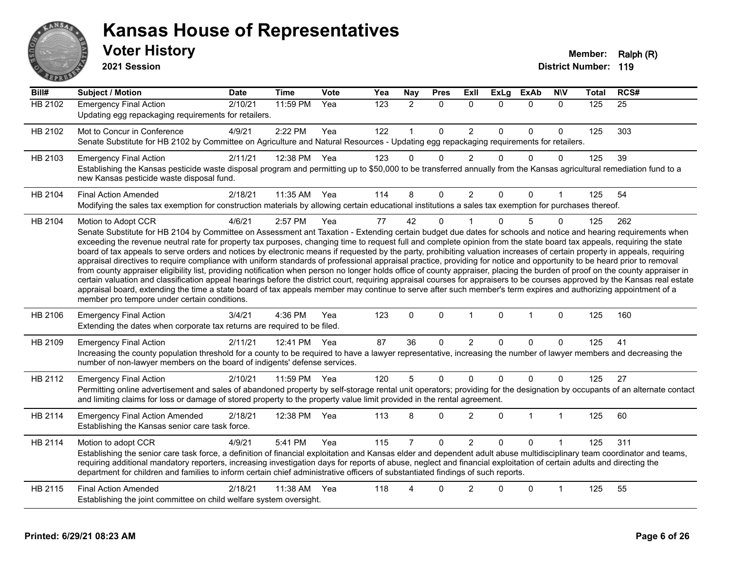# Kansas House of Representatives

## Voter History

**2021 Session**

**Member:** Ralph (R)
**District Number:** 119

| Bill# | Subject / Motion | Date | Time | Vote | Yea | Nay | Pres | ExII | ExLg | ExAb | N\V | Total | RCS# |
|---|---|---|---|---|---|---|---|---|---|---|---|---|---|
| HB 2102 | Emergency Final Action | 2/10/21 | 11:59 PM | Yea | 123 | 2 | 0 | 0 | 0 | 0 | 0 | 125 | 25 |
| | Updating egg repackaging requirements for retailers. | | | | | | | | | | | | |
| HB 2102 | Mot to Concur in Conference | 4/9/21 | 2:22 PM | Yea | 122 | 1 | 0 | 2 | 0 | 0 | 0 | 125 | 303 |
| | Senate Substitute for HB 2102 by Committee on Agriculture and Natural Resources - Updating egg repackaging requirements for retailers. | | | | | | | | | | | | |
| HB 2103 | Emergency Final Action | 2/11/21 | 12:38 PM | Yea | 123 | 0 | 0 | 2 | 0 | 0 | 0 | 125 | 39 |
| | Establishing the Kansas pesticide waste disposal program and permitting up to $50,000 to be transferred annually from the Kansas agricultural remediation fund to a new Kansas pesticide waste disposal fund. | | | | | | | | | | | | |
| HB 2104 | Final Action Amended | 2/18/21 | 11:35 AM | Yea | 114 | 8 | 0 | 2 | 0 | 0 | 1 | 125 | 54 |
| | Modifying the sales tax exemption for construction materials by allowing certain educational institutions a sales tax exemption for purchases thereof. | | | | | | | | | | | | |
| HB 2104 | Motion to Adopt CCR | 4/6/21 | 2:57 PM | Yea | 77 | 42 | 0 | 1 | 0 | 5 | 0 | 125 | 262 |
| | Senate Substitute for HB 2104 by Committee on Assessment ant Taxation - Extending certain budget due dates for schools and notice and hearing requirements when exceeding the revenue neutral rate for property tax purposes, changing time to request full and complete opinion from the state board tax appeals, requiring the state board of tax appeals to serve orders and notices by electronic means if requested by the party, prohibiting valuation increases of certain property in appeals, requiring appraisal directives to require compliance with uniform standards of professional appraisal practice, providing for notice and opportunity to be heard prior to removal from county appraiser eligibility list, providing notification when person no longer holds office of county appraiser, placing the burden of proof on the county appraiser in certain valuation and classification appeal hearings before the district court, requiring appraisal courses for appraisers to be courses approved by the Kansas real estate appraisal board, extending the time a state board of tax appeals member may continue to serve after such member's term expires and authorizing appointment of a member pro tempore under certain conditions. | | | | | | | | | | | | |
| HB 2106 | Emergency Final Action | 3/4/21 | 4:36 PM | Yea | 123 | 0 | 0 | 1 | 0 | 1 | 0 | 125 | 160 |
| | Extending the dates when corporate tax returns are required to be filed. | | | | | | | | | | | | |
| HB 2109 | Emergency Final Action | 2/11/21 | 12:41 PM | Yea | 87 | 36 | 0 | 2 | 0 | 0 | 0 | 125 | 41 |
| | Increasing the county population threshold for a county to be required to have a lawyer representative, increasing the number of lawyer members and decreasing the number of non-lawyer members on the board of indigents' defense services. | | | | | | | | | | | | |
| HB 2112 | Emergency Final Action | 2/10/21 | 11:59 PM | Yea | 120 | 5 | 0 | 0 | 0 | 0 | 0 | 125 | 27 |
| | Permitting online advertisement and sales of abandoned property by self-storage rental unit operators; providing for the designation by occupants of an alternate contact and limiting claims for loss or damage of stored property to the property value limit provided in the rental agreement. | | | | | | | | | | | | |
| HB 2114 | Emergency Final Action Amended | 2/18/21 | 12:38 PM | Yea | 113 | 8 | 0 | 2 | 0 | 1 | 1 | 125 | 60 |
| | Establishing the Kansas senior care task force. | | | | | | | | | | | | |
| HB 2114 | Motion to adopt CCR | 4/9/21 | 5:41 PM | Yea | 115 | 7 | 0 | 2 | 0 | 0 | 1 | 125 | 311 |
| | Establishing the senior care task force, a definition of financial exploitation and Kansas elder and dependent adult abuse multidisciplinary team coordinator and teams, requiring additional mandatory reporters, increasing investigation days for reports of abuse, neglect and financial exploitation of certain adults and directing the department for children and families to inform certain chief administrative officers of substantiated findings of such reports. | | | | | | | | | | | | |
| HB 2115 | Final Action Amended | 2/18/21 | 11:38 AM | Yea | 118 | 4 | 0 | 2 | 0 | 0 | 1 | 125 | 55 |
| | Establishing the joint committee on child welfare system oversight. | | | | | | | | | | | | |

**Printed: 6/29/21 08:23 AM**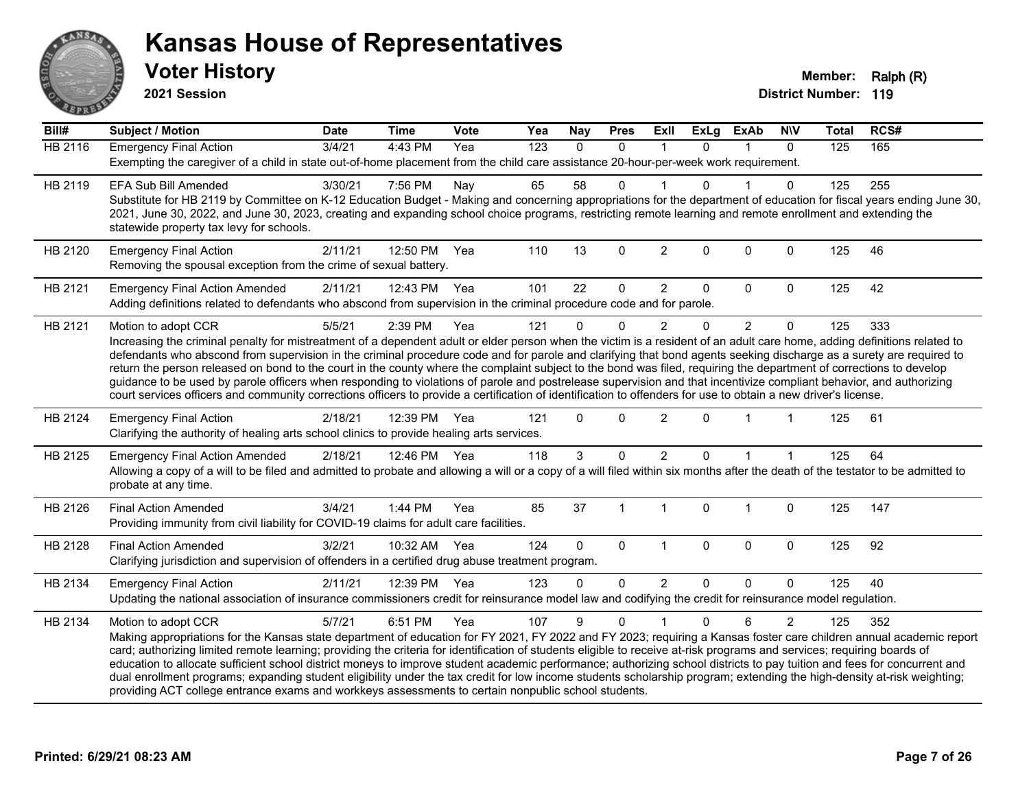# Kansas House of Representatives

## Voter History

**2021 Session**

**Member:** Ralph (R)
**District Number:** 119

| Bill# | Subject / Motion | Date | Time | Vote | Yea | Nay | Pres | ExII | ExLg | ExAb | N\V | Total | RCS# |
|---|---|---|---|---|---|---|---|---|---|---|---|---|---|
| HB 2116 | Emergency Final Action | 3/4/21 | 4:43 PM | Yea | 123 | 0 | 0 | 1 | 0 | 1 | 0 | 125 | 165 |
| | Exempting the caregiver of a child in state out-of-home placement from the child care assistance 20-hour-per-week work requirement. | | | | | | | | | | | | |
| HB 2119 | EFA Sub Bill Amended | 3/30/21 | 7:56 PM | Nay | 65 | 58 | 0 | 1 | 0 | 1 | 0 | 125 | 255 |
| | Substitute for HB 2119 by Committee on K-12 Education Budget - Making and concerning appropriations for the department of education for fiscal years ending June 30, 2021, June 30, 2022, and June 30, 2023, creating and expanding school choice programs, restricting remote learning and remote enrollment and extending the statewide property tax levy for schools. | | | | | | | | | | | | |
| HB 2120 | Emergency Final Action | 2/11/21 | 12:50 PM | Yea | 110 | 13 | 0 | 2 | 0 | 0 | 0 | 125 | 46 |
| | Removing the spousal exception from the crime of sexual battery. | | | | | | | | | | | | |
| HB 2121 | Emergency Final Action Amended | 2/11/21 | 12:43 PM | Yea | 101 | 22 | 0 | 2 | 0 | 0 | 0 | 125 | 42 |
| | Adding definitions related to defendants who abscond from supervision in the criminal procedure code and for parole. | | | | | | | | | | | | |
| HB 2121 | Motion to adopt CCR | 5/5/21 | 2:39 PM | Yea | 121 | 0 | 0 | 2 | 0 | 2 | 0 | 125 | 333 |
| | Increasing the criminal penalty for mistreatment of a dependent adult or elder person when the victim is a resident of an adult care home, adding definitions related to defendants who abscond from supervision in the criminal procedure code and for parole and clarifying that bond agents seeking discharge as a surety are required to return the person released on bond to the court in the county where the complaint subject to the bond was filed, requiring the department of corrections to develop guidance to be used by parole officers when responding to violations of parole and postrelease supervision and that incentivize compliant behavior, and authorizing court services officers and community corrections officers to provide a certification of identification to offenders for use to obtain a new driver's license. | | | | | | | | | | | | |
| HB 2124 | Emergency Final Action | 2/18/21 | 12:39 PM | Yea | 121 | 0 | 0 | 2 | 0 | 1 | 1 | 125 | 61 |
| | Clarifying the authority of healing arts school clinics to provide healing arts services. | | | | | | | | | | | | |
| HB 2125 | Emergency Final Action Amended | 2/18/21 | 12:46 PM | Yea | 118 | 3 | 0 | 2 | 0 | 1 | 1 | 125 | 64 |
| | Allowing a copy of a will to be filed and admitted to probate and allowing a will or a copy of a will filed within six months after the death of the testator to be admitted to probate at any time. | | | | | | | | | | | | |
| HB 2126 | Final Action Amended | 3/4/21 | 1:44 PM | Yea | 85 | 37 | 1 | 1 | 0 | 1 | 0 | 125 | 147 |
| | Providing immunity from civil liability for COVID-19 claims for adult care facilities. | | | | | | | | | | | | |
| HB 2128 | Final Action Amended | 3/2/21 | 10:32 AM | Yea | 124 | 0 | 0 | 1 | 0 | 0 | 0 | 125 | 92 |
| | Clarifying jurisdiction and supervision of offenders in a certified drug abuse treatment program. | | | | | | | | | | | | |
| HB 2134 | Emergency Final Action | 2/11/21 | 12:39 PM | Yea | 123 | 0 | 0 | 2 | 0 | 0 | 0 | 125 | 40 |
| | Updating the national association of insurance commissioners credit for reinsurance model law and codifying the credit for reinsurance model regulation. | | | | | | | | | | | | |
| HB 2134 | Motion to adopt CCR | 5/7/21 | 6:51 PM | Yea | 107 | 9 | 0 | 1 | 0 | 6 | 2 | 125 | 352 |
| | Making appropriations for the Kansas state department of education for FY 2021, FY 2022 and FY 2023; requiring a Kansas foster care children annual academic report card; authorizing limited remote learning; providing the criteria for identification of students eligible to receive at-risk programs and services; requiring boards of education to allocate sufficient school district moneys to improve student academic performance; authorizing school districts to pay tuition and fees for concurrent and dual enrollment programs; expanding student eligibility under the tax credit for low income students scholarship program; extending the high-density at-risk weighting; providing ACT college entrance exams and workkeys assessments to certain nonpublic school students. | | | | | | | | | | | | |

Printed: 6/29/21 08:23 AM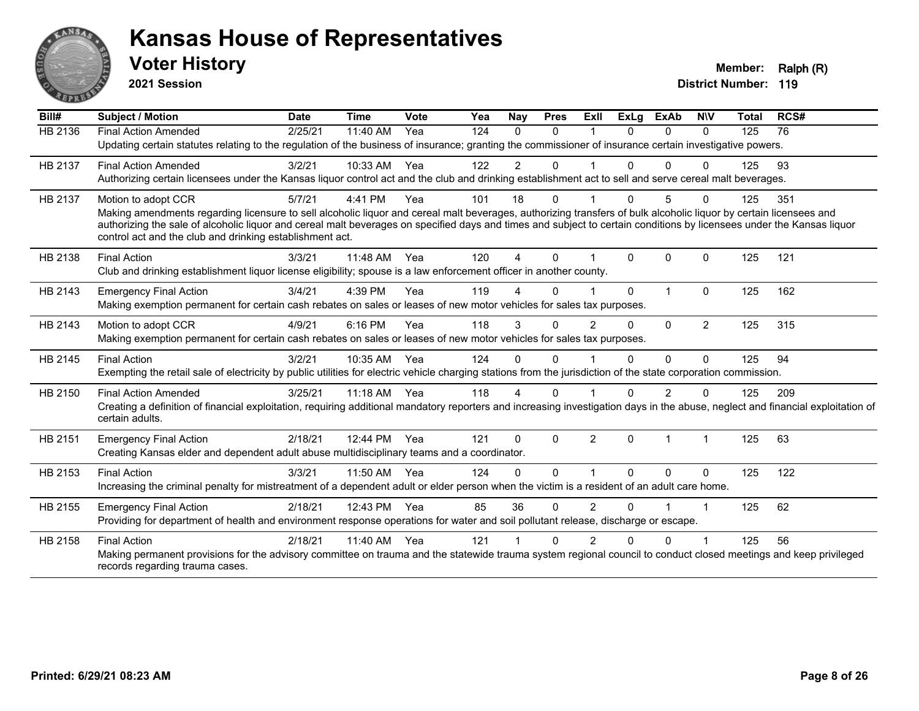# Kansas House of Representatives

## Voter History

**2021 Session**

**Member:** Ralph (R)
**District Number:** 119

| Bill# | Subject / Motion | Date | Time | Vote | Yea | Nay | Pres | ExII | ExLg | ExAb | N\V | Total | RCS# |
|---|---|---|---|---|---|---|---|---|---|---|---|---|---|
| HB 2136 | Final Action Amended | 2/25/21 | 11:40 AM | Yea | 124 | 0 | 0 | 1 | 0 | 0 | 0 | 125 | 76 |
| | Updating certain statutes relating to the regulation of the business of insurance; granting the commissioner of insurance certain investigative powers. | | | | | | | | | | | | |
| HB 2137 | Final Action Amended | 3/2/21 | 10:33 AM | Yea | 122 | 2 | 0 | 1 | 0 | 0 | 0 | 125 | 93 |
| | Authorizing certain licensees under the Kansas liquor control act and the club and drinking establishment act to sell and serve cereal malt beverages. | | | | | | | | | | | | |
| HB 2137 | Motion to adopt CCR | 5/7/21 | 4:41 PM | Yea | 101 | 18 | 0 | 1 | 0 | 5 | 0 | 125 | 351 |
| | Making amendments regarding licensure to sell alcoholic liquor and cereal malt beverages, authorizing transfers of bulk alcoholic liquor by certain licensees and authorizing the sale of alcoholic liquor and cereal malt beverages on specified days and times and subject to certain conditions by licensees under the Kansas liquor control act and the club and drinking establishment act. | | | | | | | | | | | | |
| HB 2138 | Final Action | 3/3/21 | 11:48 AM | Yea | 120 | 4 | 0 | 1 | 0 | 0 | 0 | 125 | 121 |
| | Club and drinking establishment liquor license eligibility; spouse is a law enforcement officer in another county. | | | | | | | | | | | | |
| HB 2143 | Emergency Final Action | 3/4/21 | 4:39 PM | Yea | 119 | 4 | 0 | 1 | 0 | 1 | 0 | 125 | 162 |
| | Making exemption permanent for certain cash rebates on sales or leases of new motor vehicles for sales tax purposes. | | | | | | | | | | | | |
| HB 2143 | Motion to adopt CCR | 4/9/21 | 6:16 PM | Yea | 118 | 3 | 0 | 2 | 0 | 0 | 2 | 125 | 315 |
| | Making exemption permanent for certain cash rebates on sales or leases of new motor vehicles for sales tax purposes. | | | | | | | | | | | | |
| HB 2145 | Final Action | 3/2/21 | 10:35 AM | Yea | 124 | 0 | 0 | 1 | 0 | 0 | 0 | 125 | 94 |
| | Exempting the retail sale of electricity by public utilities for electric vehicle charging stations from the jurisdiction of the state corporation commission. | | | | | | | | | | | | |
| HB 2150 | Final Action Amended | 3/25/21 | 11:18 AM | Yea | 118 | 4 | 0 | 1 | 0 | 2 | 0 | 125 | 209 |
| | Creating a definition of financial exploitation, requiring additional mandatory reporters and increasing investigation days in the abuse, neglect and financial exploitation of certain adults. | | | | | | | | | | | | |
| HB 2151 | Emergency Final Action | 2/18/21 | 12:44 PM | Yea | 121 | 0 | 0 | 2 | 0 | 1 | 1 | 125 | 63 |
| | Creating Kansas elder and dependent adult abuse multidisciplinary teams and a coordinator. | | | | | | | | | | | | |
| HB 2153 | Final Action | 3/3/21 | 11:50 AM | Yea | 124 | 0 | 0 | 1 | 0 | 0 | 0 | 125 | 122 |
| | Increasing the criminal penalty for mistreatment of a dependent adult or elder person when the victim is a resident of an adult care home. | | | | | | | | | | | | |
| HB 2155 | Emergency Final Action | 2/18/21 | 12:43 PM | Yea | 85 | 36 | 0 | 2 | 0 | 1 | 1 | 125 | 62 |
| | Providing for department of health and environment response operations for water and soil pollutant release, discharge or escape. | | | | | | | | | | | | |
| HB 2158 | Final Action | 2/18/21 | 11:40 AM | Yea | 121 | 1 | 0 | 2 | 0 | 0 | 1 | 125 | 56 |
| | Making permanent provisions for the advisory committee on trauma and the statewide trauma system regional council to conduct closed meetings and keep privileged records regarding trauma cases. | | | | | | | | | | | | |

**Printed: 6/29/21 08:23 AM**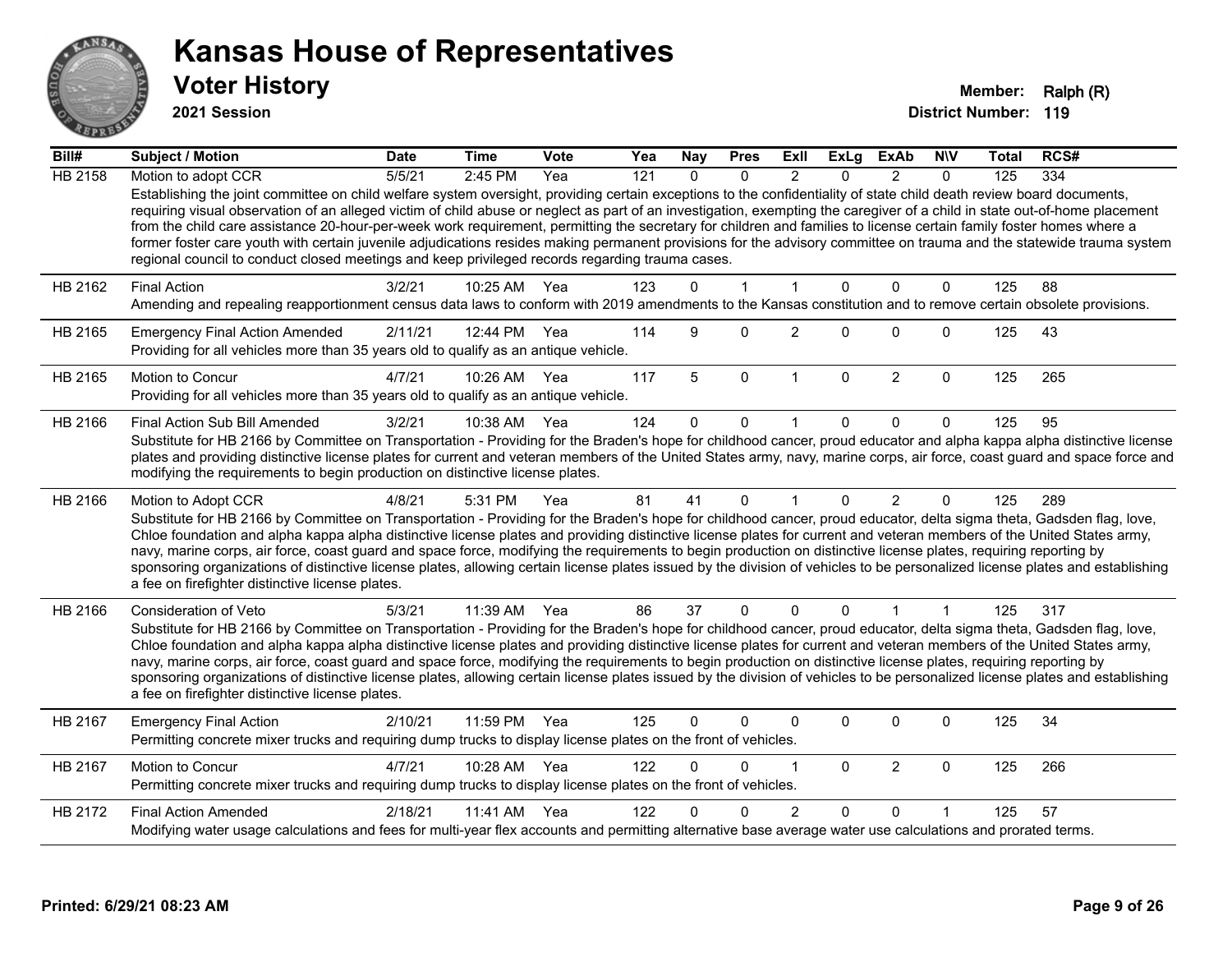# Kansas House of Representatives

## Voter History

**2021 Session**

**Member:** Ralph (R)
**District Number:** 119

| Bill# | Subject / Motion | Date | Time | Vote | Yea | Nay | Pres | ExII | ExLg | ExAb | N\V | Total | RCS# |
|---|---|---|---|---|---|---|---|---|---|---|---|---|---|
| HB 2158 | Motion to adopt CCR | 5/5/21 | 2:45 PM | Yea | 121 | 0 | 0 | 2 | 0 | 2 | 0 | 125 | 334 |
| | Establishing the joint committee on child welfare system oversight, providing certain exceptions to the confidentiality of state child death review board documents, requiring visual observation of an alleged victim of child abuse or neglect as part of an investigation, exempting the caregiver of a child in state out-of-home placement from the child care assistance 20-hour-per-week work requirement, permitting the secretary for children and families to license certain family foster homes where a former foster care youth with certain juvenile adjudications resides making permanent provisions for the advisory committee on trauma and the statewide trauma system regional council to conduct closed meetings and keep privileged records regarding trauma cases. | | | | | | | | | | | | |
| HB 2162 | Final Action | 3/2/21 | 10:25 AM | Yea | 123 | 0 | 1 | 1 | 0 | 0 | 0 | 125 | 88 |
| | Amending and repealing reapportionment census data laws to conform with 2019 amendments to the Kansas constitution and to remove certain obsolete provisions. | | | | | | | | | | | | |
| HB 2165 | Emergency Final Action Amended | 2/11/21 | 12:44 PM | Yea | 114 | 9 | 0 | 2 | 0 | 0 | 0 | 125 | 43 |
| | Providing for all vehicles more than 35 years old to qualify as an antique vehicle. | | | | | | | | | | | | |
| HB 2165 | Motion to Concur | 4/7/21 | 10:26 AM | Yea | 117 | 5 | 0 | 1 | 0 | 2 | 0 | 125 | 265 |
| | Providing for all vehicles more than 35 years old to qualify as an antique vehicle. | | | | | | | | | | | | |
| HB 2166 | Final Action Sub Bill Amended | 3/2/21 | 10:38 AM | Yea | 124 | 0 | 0 | 1 | 0 | 0 | 0 | 125 | 95 |
| | Substitute for HB 2166 by Committee on Transportation - Providing for the Braden's hope for childhood cancer, proud educator and alpha kappa alpha distinctive license plates and providing distinctive license plates for current and veteran members of the United States army, navy, marine corps, air force, coast guard and space force and modifying the requirements to begin production on distinctive license plates. | | | | | | | | | | | | |
| HB 2166 | Motion to Adopt CCR | 4/8/21 | 5:31 PM | Yea | 81 | 41 | 0 | 1 | 0 | 2 | 0 | 125 | 289 |
| | Substitute for HB 2166 by Committee on Transportation - Providing for the Braden's hope for childhood cancer, proud educator, delta sigma theta, Gadsden flag, love, Chloe foundation and alpha kappa alpha distinctive license plates and providing distinctive license plates for current and veteran members of the United States army, navy, marine corps, air force, coast guard and space force, modifying the requirements to begin production on distinctive license plates, requiring reporting by sponsoring organizations of distinctive license plates, allowing certain license plates issued by the division of vehicles to be personalized license plates and establishing a fee on firefighter distinctive license plates. | | | | | | | | | | | | |
| HB 2166 | Consideration of Veto | 5/3/21 | 11:39 AM | Yea | 86 | 37 | 0 | 0 | 0 | 1 | 1 | 125 | 317 |
| | Substitute for HB 2166 by Committee on Transportation - Providing for the Braden's hope for childhood cancer, proud educator, delta sigma theta, Gadsden flag, love, Chloe foundation and alpha kappa alpha distinctive license plates and providing distinctive license plates for current and veteran members of the United States army, navy, marine corps, air force, coast guard and space force, modifying the requirements to begin production on distinctive license plates, requiring reporting by sponsoring organizations of distinctive license plates, allowing certain license plates issued by the division of vehicles to be personalized license plates and establishing a fee on firefighter distinctive license plates. | | | | | | | | | | | | |
| HB 2167 | Emergency Final Action | 2/10/21 | 11:59 PM | Yea | 125 | 0 | 0 | 0 | 0 | 0 | 0 | 125 | 34 |
| | Permitting concrete mixer trucks and requiring dump trucks to display license plates on the front of vehicles. | | | | | | | | | | | | |
| HB 2167 | Motion to Concur | 4/7/21 | 10:28 AM | Yea | 122 | 0 | 0 | 1 | 0 | 2 | 0 | 125 | 266 |
| | Permitting concrete mixer trucks and requiring dump trucks to display license plates on the front of vehicles. | | | | | | | | | | | | |
| HB 2172 | Final Action Amended | 2/18/21 | 11:41 AM | Yea | 122 | 0 | 0 | 2 | 0 | 0 | 1 | 125 | 57 |
| | Modifying water usage calculations and fees for multi-year flex accounts and permitting alternative base average water use calculations and prorated terms. | | | | | | | | | | | | |

Printed: 6/29/21 08:23 AM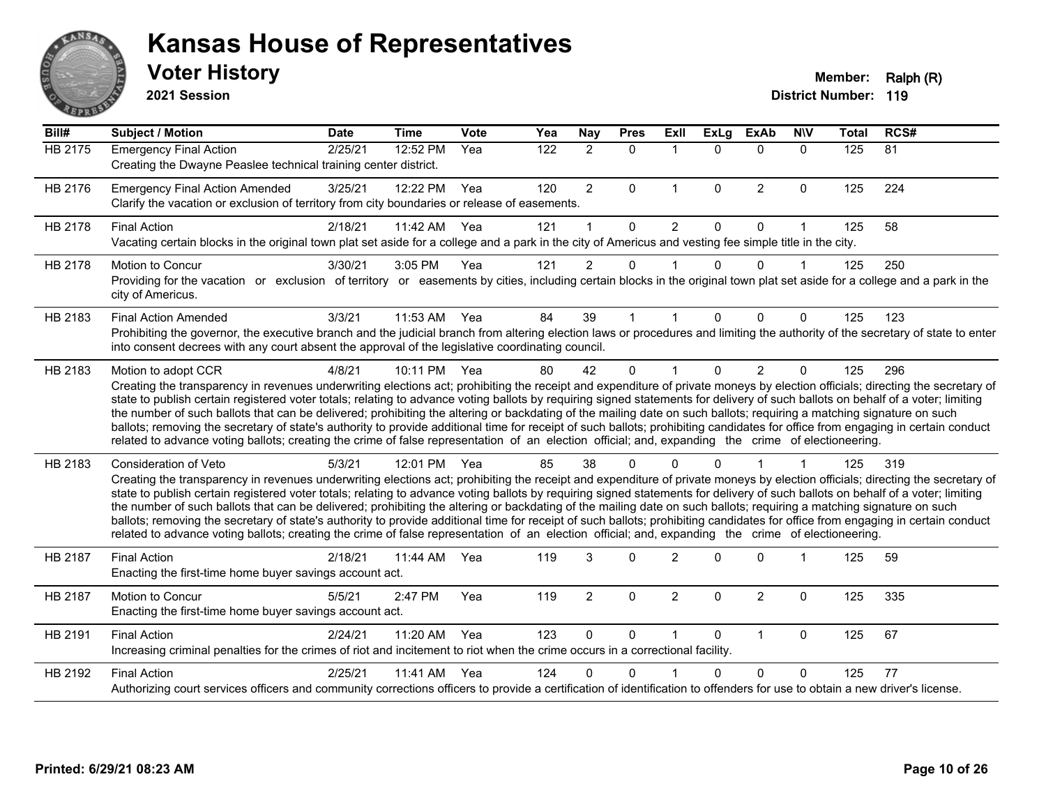# Kansas House of Representatives

## Voter History

**2021 Session**

**Member:** Ralph (R)
**District Number:** 119

| Bill# | Subject / Motion | Date | Time | Vote | Yea | Nay | Pres | ExII | ExLg | ExAb | N\V | Total | RCS# |
|---|---|---|---|---|---|---|---|---|---|---|---|---|---|
| HB 2175 | Emergency Final Action | 2/25/21 | 12:52 PM | Yea | 122 | 2 | 0 | 1 | 0 | 0 | 0 | 125 | 81 |
| | Creating the Dwayne Peaslee technical training center district. | | | | | | | | | | | | |
| HB 2176 | Emergency Final Action Amended | 3/25/21 | 12:22 PM | Yea | 120 | 2 | 0 | 1 | 0 | 2 | 0 | 125 | 224 |
| | Clarify the vacation or exclusion of territory from city boundaries or release of easements. | | | | | | | | | | | | |
| HB 2178 | Final Action | 2/18/21 | 11:42 AM | Yea | 121 | 1 | 0 | 2 | 0 | 0 | 1 | 125 | 58 |
| | Vacating certain blocks in the original town plat set aside for a college and a park in the city of Americus and vesting fee simple title in the city. | | | | | | | | | | | | |
| HB 2178 | Motion to Concur | 3/30/21 | 3:05 PM | Yea | 121 | 2 | 0 | 1 | 0 | 0 | 1 | 125 | 250 |
| | Providing for the vacation or exclusion of territory or easements by cities, including certain blocks in the original town plat set aside for a college and a park in the city of Americus. | | | | | | | | | | | | |
| HB 2183 | Final Action Amended | 3/3/21 | 11:53 AM | Yea | 84 | 39 | 1 | 1 | 0 | 0 | 0 | 125 | 123 |
| | Prohibiting the governor, the executive branch and the judicial branch from altering election laws or procedures and limiting the authority of the secretary of state to enter into consent decrees with any court absent the approval of the legislative coordinating council. | | | | | | | | | | | | |
| HB 2183 | Motion to adopt CCR | 4/8/21 | 10:11 PM | Yea | 80 | 42 | 0 | 1 | 0 | 2 | 0 | 125 | 296 |
| | Creating the transparency in revenues underwriting elections act; prohibiting the receipt and expenditure of private moneys by election officials; directing the secretary of state to publish certain registered voter totals; relating to advance voting ballots by requiring signed statements for delivery of such ballots on behalf of a voter; limiting the number of such ballots that can be delivered; prohibiting the altering or backdating of the mailing date on such ballots; requiring a matching signature on such ballots; removing the secretary of state's authority to provide additional time for receipt of such ballots; prohibiting candidates for office from engaging in certain conduct related to advance voting ballots; creating the crime of false representation of an election official; and, expanding the crime of electioneering. | | | | | | | | | | | | |
| HB 2183 | Consideration of Veto | 5/3/21 | 12:01 PM | Yea | 85 | 38 | 0 | 0 | 0 | 1 | 1 | 125 | 319 |
| | Creating the transparency in revenues underwriting elections act; prohibiting the receipt and expenditure of private moneys by election officials; directing the secretary of state to publish certain registered voter totals; relating to advance voting ballots by requiring signed statements for delivery of such ballots on behalf of a voter; limiting the number of such ballots that can be delivered; prohibiting the altering or backdating of the mailing date on such ballots; requiring a matching signature on such ballots; removing the secretary of state's authority to provide additional time for receipt of such ballots; prohibiting candidates for office from engaging in certain conduct related to advance voting ballots; creating the crime of false representation of an election official; and, expanding the crime of electioneering. | | | | | | | | | | | | |
| HB 2187 | Final Action | 2/18/21 | 11:44 AM | Yea | 119 | 3 | 0 | 2 | 0 | 0 | 1 | 125 | 59 |
| | Enacting the first-time home buyer savings account act. | | | | | | | | | | | | |
| HB 2187 | Motion to Concur | 5/5/21 | 2:47 PM | Yea | 119 | 2 | 0 | 2 | 0 | 2 | 0 | 125 | 335 |
| | Enacting the first-time home buyer savings account act. | | | | | | | | | | | | |
| HB 2191 | Final Action | 2/24/21 | 11:20 AM | Yea | 123 | 0 | 0 | 1 | 0 | 1 | 0 | 125 | 67 |
| | Increasing criminal penalties for the crimes of riot and incitement to riot when the crime occurs in a correctional facility. | | | | | | | | | | | | |
| HB 2192 | Final Action | 2/25/21 | 11:41 AM | Yea | 124 | 0 | 0 | 1 | 0 | 0 | 0 | 125 | 77 |
| | Authorizing court services officers and community corrections officers to provide a certification of identification to offenders for use to obtain a new driver's license. | | | | | | | | | | | | |

**Printed: 6/29/21 08:23 AM**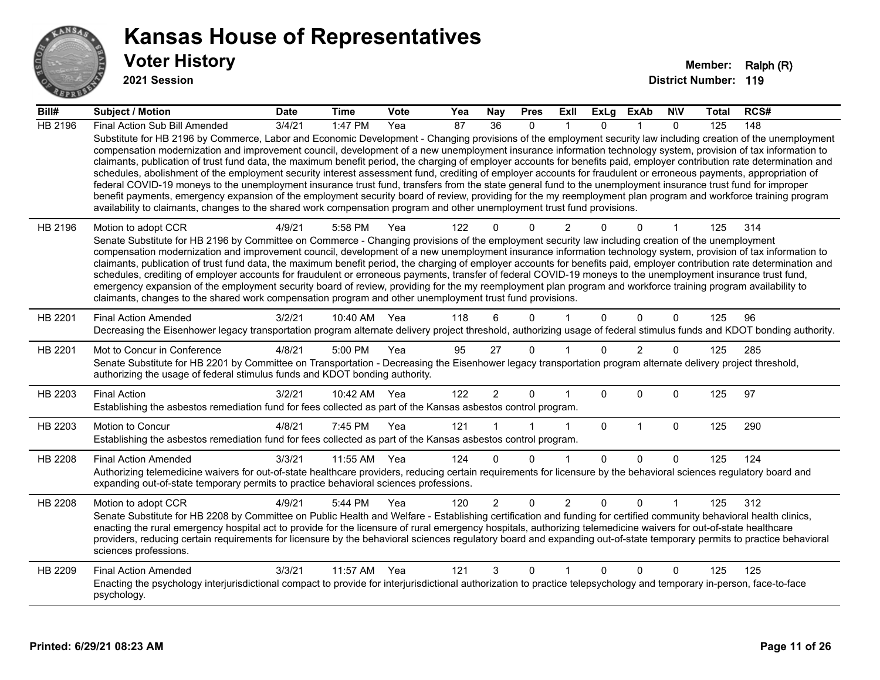# Kansas House of Representatives

## Voter History

**2021 Session**

**Member:** Ralph (R)
**District Number:** 119

| Bill# | Subject / Motion | Date | Time | Vote | Yea | Nay | Pres | ExII | ExLg | ExAb | N\V | Total | RCS# |
|---|---|---|---|---|---|---|---|---|---|---|---|---|---|
| HB 2196 | Final Action Sub Bill Amended | 3/4/21 | 1:47 PM | Yea | 87 | 36 | 0 | 1 | 0 | 1 | 0 | 125 | 148 |
| | Substitute for HB 2196 by Commerce, Labor and Economic Development - Changing provisions of the employment security law including creation of the unemployment compensation modernization and improvement council, development of a new unemployment insurance information technology system, provision of tax information to claimants, publication of trust fund data, the maximum benefit period, the charging of employer accounts for benefits paid, employer contribution rate determination and schedules, abolishment of the employment security interest assessment fund, crediting of employer accounts for fraudulent or erroneous payments, appropriation of federal COVID-19 moneys to the unemployment insurance trust fund, transfers from the state general fund to the unemployment insurance trust fund for improper benefit payments, emergency expansion of the employment security board of review, providing for the my reemployment plan program and workforce training program availability to claimants, changes to the shared work compensation program and other unemployment trust fund provisions. | | | | | | | | | | | | |
| HB 2196 | Motion to adopt CCR | 4/9/21 | 5:58 PM | Yea | 122 | 0 | 0 | 2 | 0 | 0 | 1 | 125 | 314 |
| | Senate Substitute for HB 2196 by Committee on Commerce - Changing provisions of the employment security law including creation of the unemployment compensation modernization and improvement council, development of a new unemployment insurance information technology system, provision of tax information to claimants, publication of trust fund data, the maximum benefit period, the charging of employer accounts for benefits paid, employer contribution rate determination and schedules, crediting of employer accounts for fraudulent or erroneous payments, transfer of federal COVID-19 moneys to the unemployment insurance trust fund, emergency expansion of the employment security board of review, providing for the my reemployment plan program and workforce training program availability to claimants, changes to the shared work compensation program and other unemployment trust fund provisions. | | | | | | | | | | | | |
| HB 2201 | Final Action Amended | 3/2/21 | 10:40 AM | Yea | 118 | 6 | 0 | 1 | 0 | 0 | 0 | 125 | 96 |
| | Decreasing the Eisenhower legacy transportation program alternate delivery project threshold, authorizing usage of federal stimulus funds and KDOT bonding authority. | | | | | | | | | | | | |
| HB 2201 | Mot to Concur in Conference | 4/8/21 | 5:00 PM | Yea | 95 | 27 | 0 | 1 | 0 | 2 | 0 | 125 | 285 |
| | Senate Substitute for HB 2201 by Committee on Transportation - Decreasing the Eisenhower legacy transportation program alternate delivery project threshold, authorizing the usage of federal stimulus funds and KDOT bonding authority. | | | | | | | | | | | | |
| HB 2203 | Final Action | 3/2/21 | 10:42 AM | Yea | 122 | 2 | 0 | 1 | 0 | 0 | 0 | 125 | 97 |
| | Establishing the asbestos remediation fund for fees collected as part of the Kansas asbestos control program. | | | | | | | | | | | | |
| HB 2203 | Motion to Concur | 4/8/21 | 7:45 PM | Yea | 121 | 1 | 1 | 1 | 0 | 1 | 0 | 125 | 290 |
| | Establishing the asbestos remediation fund for fees collected as part of the Kansas asbestos control program. | | | | | | | | | | | | |
| HB 2208 | Final Action Amended | 3/3/21 | 11:55 AM | Yea | 124 | 0 | 0 | 1 | 0 | 0 | 0 | 125 | 124 |
| | Authorizing telemedicine waivers for out-of-state healthcare providers, reducing certain requirements for licensure by the behavioral sciences regulatory board and expanding out-of-state temporary permits to practice behavioral sciences professions. | | | | | | | | | | | | |
| HB 2208 | Motion to adopt CCR | 4/9/21 | 5:44 PM | Yea | 120 | 2 | 0 | 2 | 0 | 0 | 1 | 125 | 312 |
| | Senate Substitute for HB 2208 by Committee on Public Health and Welfare - Establishing certification and funding for certified community behavioral health clinics, enacting the rural emergency hospital act to provide for the licensure of rural emergency hospitals, authorizing telemedicine waivers for out-of-state healthcare providers, reducing certain requirements for licensure by the behavioral sciences regulatory board and expanding out-of-state temporary permits to practice behavioral sciences professions. | | | | | | | | | | | | |
| HB 2209 | Final Action Amended | 3/3/21 | 11:57 AM | Yea | 121 | 3 | 0 | 1 | 0 | 0 | 0 | 125 | 125 |
| | Enacting the psychology interjurisdictional compact to provide for interjurisdictional authorization to practice telepsychology and temporary in-person, face-to-face psychology. | | | | | | | | | | | | |

**Printed: 6/29/21 08:23 AM**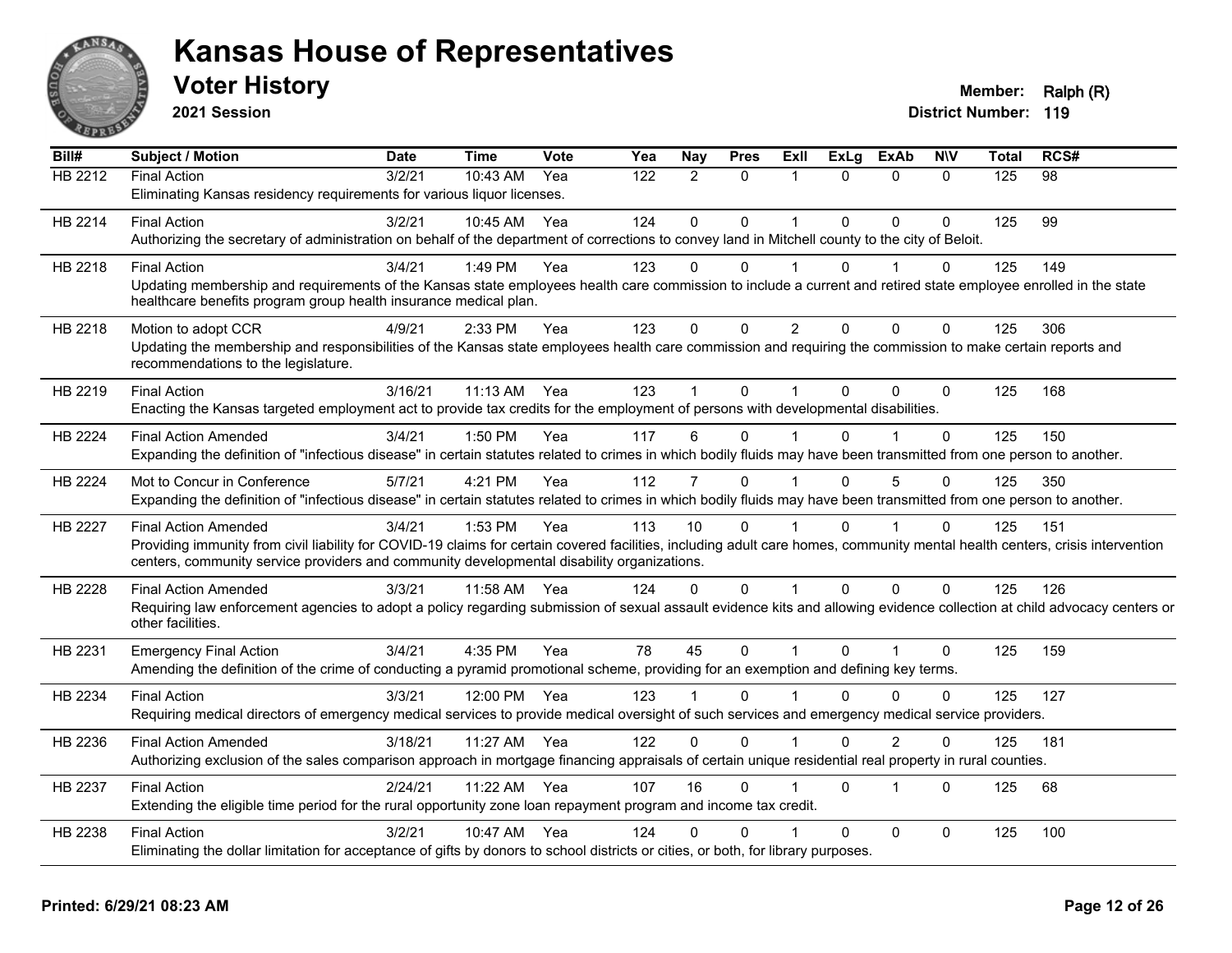# Kansas House of Representatives

## Voter History

**2021 Session**

**Member:** Ralph (R)
**District Number:** 119

| Bill# | Subject / Motion | Date | Time | Vote | Yea | Nay | Pres | ExII | ExLg | ExAb | N\V | Total | RCS# |
|---|---|---|---|---|---|---|---|---|---|---|---|---|---|
| HB 2212 | Final Action | 3/2/21 | 10:43 AM | Yea | 122 | 2 | 0 | 1 | 0 | 0 | 0 | 125 | 98 |
| | Eliminating Kansas residency requirements for various liquor licenses. | | | | | | | | | | | | |
| HB 2214 | Final Action | 3/2/21 | 10:45 AM | Yea | 124 | 0 | 0 | 1 | 0 | 0 | 0 | 125 | 99 |
| | Authorizing the secretary of administration on behalf of the department of corrections to convey land in Mitchell county to the city of Beloit. | | | | | | | | | | | | |
| HB 2218 | Final Action | 3/4/21 | 1:49 PM | Yea | 123 | 0 | 0 | 1 | 0 | 1 | 0 | 125 | 149 |
| | Updating membership and requirements of the Kansas state employees health care commission to include a current and retired state employee enrolled in the state healthcare benefits program group health insurance medical plan. | | | | | | | | | | | | |
| HB 2218 | Motion to adopt CCR | 4/9/21 | 2:33 PM | Yea | 123 | 0 | 0 | 2 | 0 | 0 | 0 | 125 | 306 |
| | Updating the membership and responsibilities of the Kansas state employees health care commission and requiring the commission to make certain reports and recommendations to the legislature. | | | | | | | | | | | | |
| HB 2219 | Final Action | 3/16/21 | 11:13 AM | Yea | 123 | 1 | 0 | 1 | 0 | 0 | 0 | 125 | 168 |
| | Enacting the Kansas targeted employment act to provide tax credits for the employment of persons with developmental disabilities. | | | | | | | | | | | | |
| HB 2224 | Final Action Amended | 3/4/21 | 1:50 PM | Yea | 117 | 6 | 0 | 1 | 0 | 1 | 0 | 125 | 150 |
| | Expanding the definition of "infectious disease" in certain statutes related to crimes in which bodily fluids may have been transmitted from one person to another. | | | | | | | | | | | | |
| HB 2224 | Mot to Concur in Conference | 5/7/21 | 4:21 PM | Yea | 112 | 7 | 0 | 1 | 0 | 5 | 0 | 125 | 350 |
| | Expanding the definition of "infectious disease" in certain statutes related to crimes in which bodily fluids may have been transmitted from one person to another. | | | | | | | | | | | | |
| HB 2227 | Final Action Amended | 3/4/21 | 1:53 PM | Yea | 113 | 10 | 0 | 1 | 0 | 1 | 0 | 125 | 151 |
| | Providing immunity from civil liability for COVID-19 claims for certain covered facilities, including adult care homes, community mental health centers, crisis intervention centers, community service providers and community developmental disability organizations. | | | | | | | | | | | | |
| HB 2228 | Final Action Amended | 3/3/21 | 11:58 AM | Yea | 124 | 0 | 0 | 1 | 0 | 0 | 0 | 125 | 126 |
| | Requiring law enforcement agencies to adopt a policy regarding submission of sexual assault evidence kits and allowing evidence collection at child advocacy centers or other facilities. | | | | | | | | | | | | |
| HB 2231 | Emergency Final Action | 3/4/21 | 4:35 PM | Yea | 78 | 45 | 0 | 1 | 0 | 1 | 0 | 125 | 159 |
| | Amending the definition of the crime of conducting a pyramid promotional scheme, providing for an exemption and defining key terms. | | | | | | | | | | | | |
| HB 2234 | Final Action | 3/3/21 | 12:00 PM | Yea | 123 | 1 | 0 | 1 | 0 | 0 | 0 | 125 | 127 |
| | Requiring medical directors of emergency medical services to provide medical oversight of such services and emergency medical service providers. | | | | | | | | | | | | |
| HB 2236 | Final Action Amended | 3/18/21 | 11:27 AM | Yea | 122 | 0 | 0 | 1 | 0 | 2 | 0 | 125 | 181 |
| | Authorizing exclusion of the sales comparison approach in mortgage financing appraisals of certain unique residential real property in rural counties. | | | | | | | | | | | | |
| HB 2237 | Final Action | 2/24/21 | 11:22 AM | Yea | 107 | 16 | 0 | 1 | 0 | 1 | 0 | 125 | 68 |
| | Extending the eligible time period for the rural opportunity zone loan repayment program and income tax credit. | | | | | | | | | | | | |
| HB 2238 | Final Action | 3/2/21 | 10:47 AM | Yea | 124 | 0 | 0 | 1 | 0 | 0 | 0 | 125 | 100 |
| | Eliminating the dollar limitation for acceptance of gifts by donors to school districts or cities, or both, for library purposes. | | | | | | | | | | | | |

**Printed: 6/29/21 08:23 AM**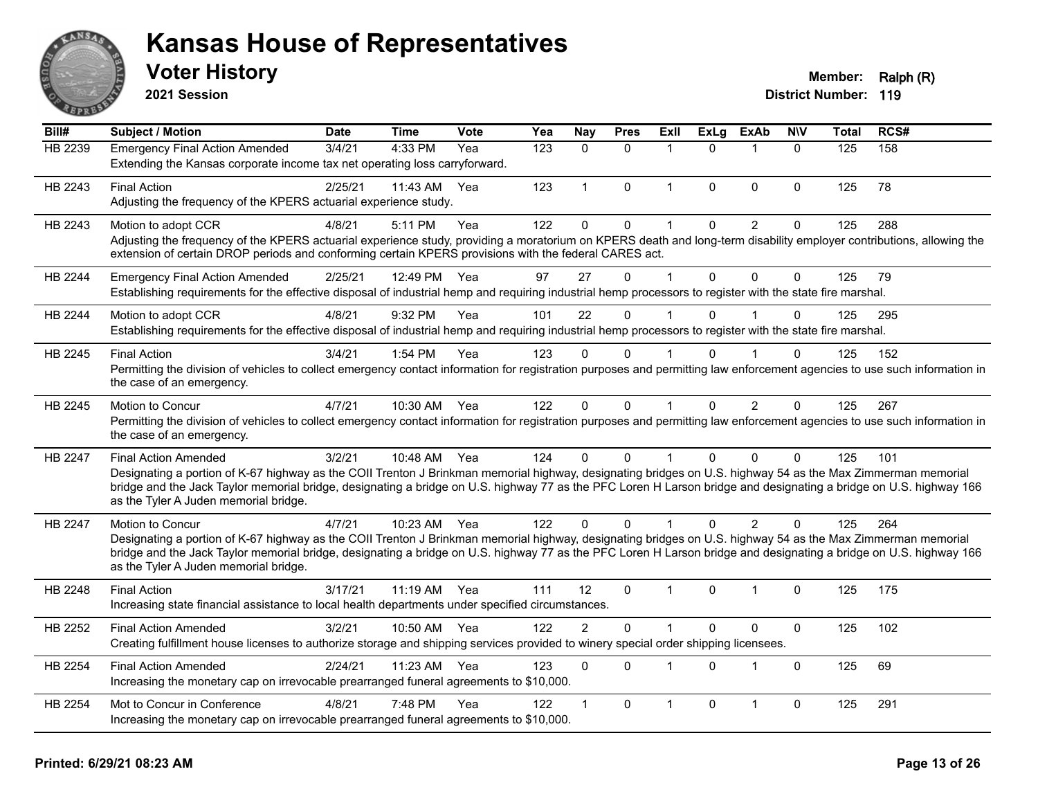# Kansas House of Representatives

## Voter History

**2021 Session**

**Member:** Ralph (R)

**District Number:** 119

| Bill# | Subject / Motion | Date | Time | Vote | Yea | Nay | Pres | ExII | ExLg | ExAb | N\V | Total | RCS# |
|---|---|---|---|---|---|---|---|---|---|---|---|---|---|
| HB 2239 | Emergency Final Action Amended | 3/4/21 | 4:33 PM | Yea | 123 | 0 | 0 | 1 | 0 | 1 | 0 | 125 | 158 |
| | Extending the Kansas corporate income tax net operating loss carryforward. | | | | | | | | | | | | |
| HB 2243 | Final Action | 2/25/21 | 11:43 AM | Yea | 123 | 1 | 0 | 1 | 0 | 0 | 0 | 125 | 78 |
| | Adjusting the frequency of the KPERS actuarial experience study. | | | | | | | | | | | | |
| HB 2243 | Motion to adopt CCR | 4/8/21 | 5:11 PM | Yea | 122 | 0 | 0 | 1 | 0 | 2 | 0 | 125 | 288 |
| | Adjusting the frequency of the KPERS actuarial experience study, providing a moratorium on KPERS death and long-term disability employer contributions, allowing the extension of certain DROP periods and conforming certain KPERS provisions with the federal CARES act. | | | | | | | | | | | | |
| HB 2244 | Emergency Final Action Amended | 2/25/21 | 12:49 PM | Yea | 97 | 27 | 0 | 1 | 0 | 0 | 0 | 125 | 79 |
| | Establishing requirements for the effective disposal of industrial hemp and requiring industrial hemp processors to register with the state fire marshal. | | | | | | | | | | | | |
| HB 2244 | Motion to adopt CCR | 4/8/21 | 9:32 PM | Yea | 101 | 22 | 0 | 1 | 0 | 1 | 0 | 125 | 295 |
| | Establishing requirements for the effective disposal of industrial hemp and requiring industrial hemp processors to register with the state fire marshal. | | | | | | | | | | | | |
| HB 2245 | Final Action | 3/4/21 | 1:54 PM | Yea | 123 | 0 | 0 | 1 | 0 | 1 | 0 | 125 | 152 |
| | Permitting the division of vehicles to collect emergency contact information for registration purposes and permitting law enforcement agencies to use such information in the case of an emergency. | | | | | | | | | | | | |
| HB 2245 | Motion to Concur | 4/7/21 | 10:30 AM | Yea | 122 | 0 | 0 | 1 | 0 | 2 | 0 | 125 | 267 |
| | Permitting the division of vehicles to collect emergency contact information for registration purposes and permitting law enforcement agencies to use such information in the case of an emergency. | | | | | | | | | | | | |
| HB 2247 | Final Action Amended | 3/2/21 | 10:48 AM | Yea | 124 | 0 | 0 | 1 | 0 | 0 | 0 | 125 | 101 |
| | Designating a portion of K-67 highway as the COII Trenton J Brinkman memorial highway, designating bridges on U.S. highway 54 as the Max Zimmerman memorial bridge and the Jack Taylor memorial bridge, designating a bridge on U.S. highway 77 as the PFC Loren H Larson bridge and designating a bridge on U.S. highway 166 as the Tyler A Juden memorial bridge. | | | | | | | | | | | | |
| HB 2247 | Motion to Concur | 4/7/21 | 10:23 AM | Yea | 122 | 0 | 0 | 1 | 0 | 2 | 0 | 125 | 264 |
| | Designating a portion of K-67 highway as the COII Trenton J Brinkman memorial highway, designating bridges on U.S. highway 54 as the Max Zimmerman memorial bridge and the Jack Taylor memorial bridge, designating a bridge on U.S. highway 77 as the PFC Loren H Larson bridge and designating a bridge on U.S. highway 166 as the Tyler A Juden memorial bridge. | | | | | | | | | | | | |
| HB 2248 | Final Action | 3/17/21 | 11:19 AM | Yea | 111 | 12 | 0 | 1 | 0 | 1 | 0 | 125 | 175 |
| | Increasing state financial assistance to local health departments under specified circumstances. | | | | | | | | | | | | |
| HB 2252 | Final Action Amended | 3/2/21 | 10:50 AM | Yea | 122 | 2 | 0 | 1 | 0 | 0 | 0 | 125 | 102 |
| | Creating fulfillment house licenses to authorize storage and shipping services provided to winery special order shipping licensees. | | | | | | | | | | | | |
| HB 2254 | Final Action Amended | 2/24/21 | 11:23 AM | Yea | 123 | 0 | 0 | 1 | 0 | 1 | 0 | 125 | 69 |
| | Increasing the monetary cap on irrevocable prearranged funeral agreements to $10,000. | | | | | | | | | | | | |
| HB 2254 | Mot to Concur in Conference | 4/8/21 | 7:48 PM | Yea | 122 | 1 | 0 | 1 | 0 | 1 | 0 | 125 | 291 |
| | Increasing the monetary cap on irrevocable prearranged funeral agreements to $10,000. | | | | | | | | | | | | |

**Printed: 6/29/21 08:23 AM**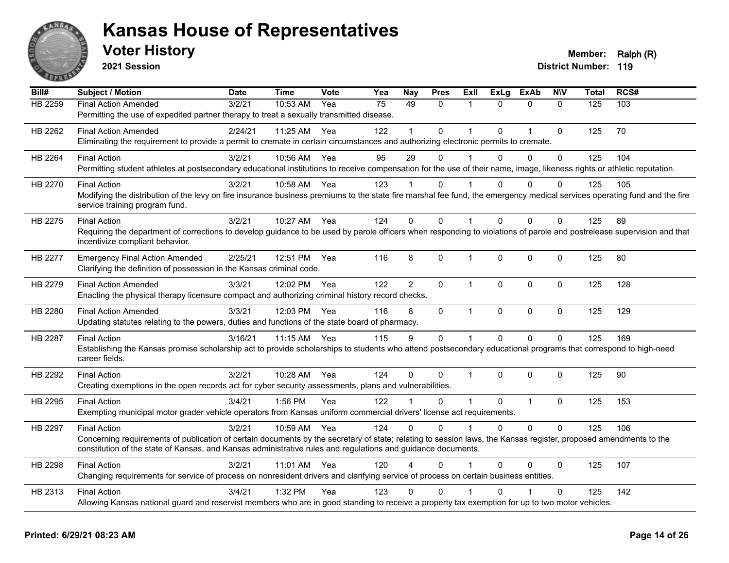# Kansas House of Representatives

## Voter History

**2021 Session**

**Member:** Ralph (R)
**District Number:** 119

| Bill# | Subject / Motion | Date | Time | Vote | Yea | Nay | Pres | ExII | ExLg | ExAb | N\V | Total | RCS# |
|---|---|---|---|---|---|---|---|---|---|---|---|---|---|
| HB 2259 | Final Action Amended | 3/2/21 | 10:53 AM | Yea | 75 | 49 | 0 | 1 | 0 | 0 | 0 | 125 | 103 |
| | Permitting the use of expedited partner therapy to treat a sexually transmitted disease. | | | | | | | | | | | | |
| HB 2262 | Final Action Amended | 2/24/21 | 11:25 AM | Yea | 122 | 1 | 0 | 1 | 0 | 1 | 0 | 125 | 70 |
| | Eliminating the requirement to provide a permit to cremate in certain circumstances and authorizing electronic permits to cremate. | | | | | | | | | | | | |
| HB 2264 | Final Action | 3/2/21 | 10:56 AM | Yea | 95 | 29 | 0 | 1 | 0 | 0 | 0 | 125 | 104 |
| | Permitting student athletes at postsecondary educational institutions to receive compensation for the use of their name, image, likeness rights or athletic reputation. | | | | | | | | | | | | |
| HB 2270 | Final Action | 3/2/21 | 10:58 AM | Yea | 123 | 1 | 0 | 1 | 0 | 0 | 0 | 125 | 105 |
| | Modifying the distribution of the levy on fire insurance business premiums to the state fire marshal fee fund, the emergency medical services operating fund and the fire service training program fund. | | | | | | | | | | | | |
| HB 2275 | Final Action | 3/2/21 | 10:27 AM | Yea | 124 | 0 | 0 | 1 | 0 | 0 | 0 | 125 | 89 |
| | Requiring the department of corrections to develop guidance to be used by parole officers when responding to violations of parole and postrelease supervision and that incentivize compliant behavior. | | | | | | | | | | | | |
| HB 2277 | Emergency Final Action Amended | 2/25/21 | 12:51 PM | Yea | 116 | 8 | 0 | 1 | 0 | 0 | 0 | 125 | 80 |
| | Clarifying the definition of possession in the Kansas criminal code. | | | | | | | | | | | | |
| HB 2279 | Final Action Amended | 3/3/21 | 12:02 PM | Yea | 122 | 2 | 0 | 1 | 0 | 0 | 0 | 125 | 128 |
| | Enacting the physical therapy licensure compact and authorizing criminal history record checks. | | | | | | | | | | | | |
| HB 2280 | Final Action Amended | 3/3/21 | 12:03 PM | Yea | 116 | 8 | 0 | 1 | 0 | 0 | 0 | 125 | 129 |
| | Updating statutes relating to the powers, duties and functions of the state board of pharmacy. | | | | | | | | | | | | |
| HB 2287 | Final Action | 3/16/21 | 11:15 AM | Yea | 115 | 9 | 0 | 1 | 0 | 0 | 0 | 125 | 169 |
| | Establishing the Kansas promise scholarship act to provide scholarships to students who attend postsecondary educational programs that correspond to high-need career fields. | | | | | | | | | | | | |
| HB 2292 | Final Action | 3/2/21 | 10:28 AM | Yea | 124 | 0 | 0 | 1 | 0 | 0 | 0 | 125 | 90 |
| | Creating exemptions in the open records act for cyber security assessments, plans and vulnerabilities. | | | | | | | | | | | | |
| HB 2295 | Final Action | 3/4/21 | 1:56 PM | Yea | 122 | 1 | 0 | 1 | 0 | 1 | 0 | 125 | 153 |
| | Exempting municipal motor grader vehicle operators from Kansas uniform commercial drivers' license act requirements. | | | | | | | | | | | | |
| HB 2297 | Final Action | 3/2/21 | 10:59 AM | Yea | 124 | 0 | 0 | 1 | 0 | 0 | 0 | 125 | 106 |
| | Concerning requirements of publication of certain documents by the secretary of state; relating to session laws, the Kansas register, proposed amendments to the constitution of the state of Kansas, and Kansas administrative rules and regulations and guidance documents. | | | | | | | | | | | | |
| HB 2298 | Final Action | 3/2/21 | 11:01 AM | Yea | 120 | 4 | 0 | 1 | 0 | 0 | 0 | 125 | 107 |
| | Changing requirements for service of process on nonresident drivers and clarifying service of process on certain business entities. | | | | | | | | | | | | |
| HB 2313 | Final Action | 3/4/21 | 1:32 PM | Yea | 123 | 0 | 0 | 1 | 0 | 1 | 0 | 125 | 142 |
| | Allowing Kansas national guard and reservist members who are in good standing to receive a property tax exemption for up to two motor vehicles. | | | | | | | | | | | | |

**Printed: 6/29/21 08:23 AM**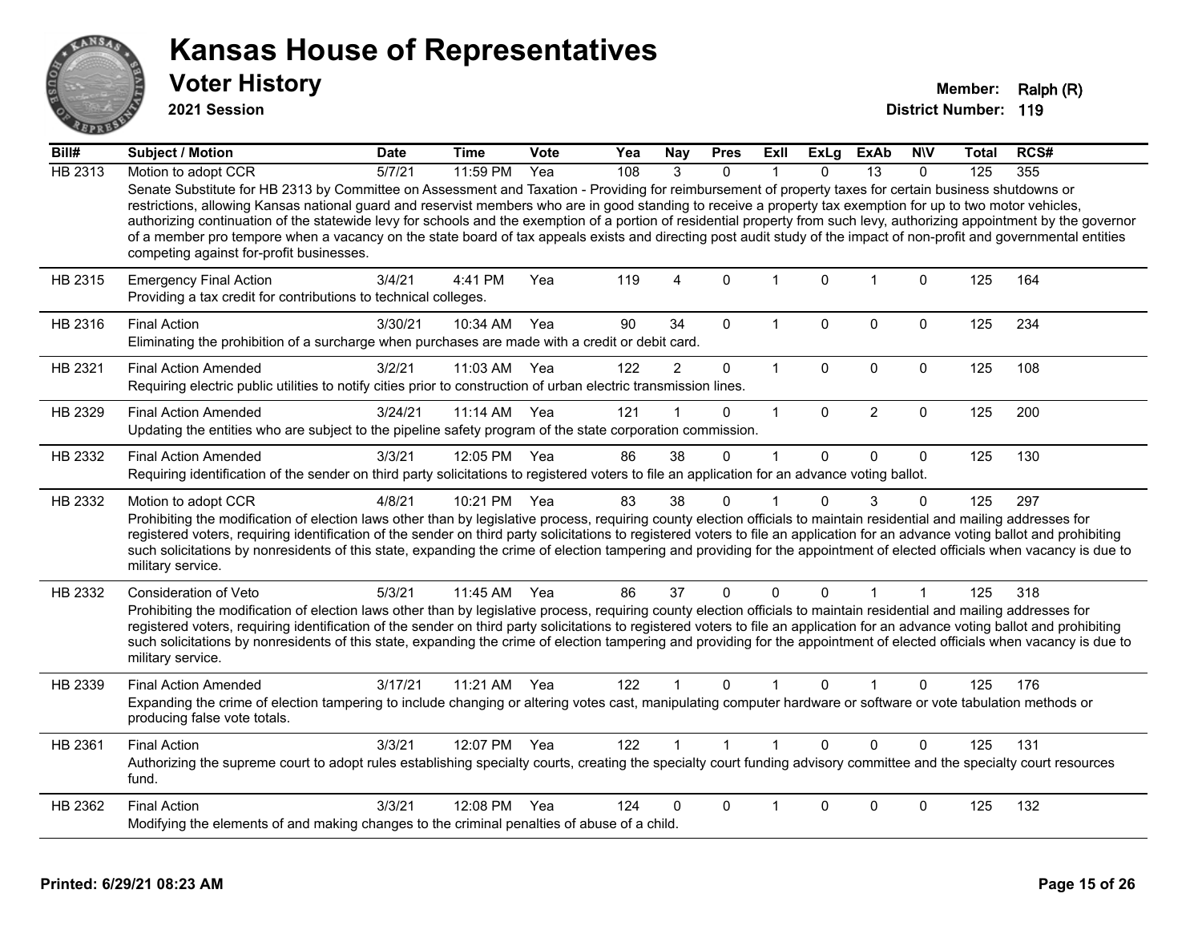# Kansas House of Representatives

## Voter History

**2021 Session**

**Member:** Ralph (R)
**District Number:** 119

| Bill# | Subject / Motion | Date | Time | Vote | Yea | Nay | Pres | ExII | ExLg | ExAb | N\V | Total | RCS# |
|---|---|---|---|---|---|---|---|---|---|---|---|---|---|
| HB 2313 | Motion to adopt CCR | 5/7/21 | 11:59 PM | Yea | 108 | 3 | 0 | 1 | 0 | 13 | 0 | 125 | 355 |
| | Senate Substitute for HB 2313 by Committee on Assessment and Taxation - Providing for reimbursement of property taxes for certain business shutdowns or restrictions, allowing Kansas national guard and reservist members who are in good standing to receive a property tax exemption for up to two motor vehicles, authorizing continuation of the statewide levy for schools and the exemption of a portion of residential property from such levy, authorizing appointment by the governor of a member pro tempore when a vacancy on the state board of tax appeals exists and directing post audit study of the impact of non-profit and governmental entities competing against for-profit businesses. | | | | | | | | | | | | |
| HB 2315 | Emergency Final Action | 3/4/21 | 4:41 PM | Yea | 119 | 4 | 0 | 1 | 0 | 1 | 0 | 125 | 164 |
| | Providing a tax credit for contributions to technical colleges. | | | | | | | | | | | | |
| HB 2316 | Final Action | 3/30/21 | 10:34 AM | Yea | 90 | 34 | 0 | 1 | 0 | 0 | 0 | 125 | 234 |
| | Eliminating the prohibition of a surcharge when purchases are made with a credit or debit card. | | | | | | | | | | | | |
| HB 2321 | Final Action Amended | 3/2/21 | 11:03 AM | Yea | 122 | 2 | 0 | 1 | 0 | 0 | 0 | 125 | 108 |
| | Requiring electric public utilities to notify cities prior to construction of urban electric transmission lines. | | | | | | | | | | | | |
| HB 2329 | Final Action Amended | 3/24/21 | 11:14 AM | Yea | 121 | 1 | 0 | 1 | 0 | 2 | 0 | 125 | 200 |
| | Updating the entities who are subject to the pipeline safety program of the state corporation commission. | | | | | | | | | | | | |
| HB 2332 | Final Action Amended | 3/3/21 | 12:05 PM | Yea | 86 | 38 | 0 | 1 | 0 | 0 | 0 | 125 | 130 |
| | Requiring identification of the sender on third party solicitations to registered voters to file an application for an advance voting ballot. | | | | | | | | | | | | |
| HB 2332 | Motion to adopt CCR | 4/8/21 | 10:21 PM | Yea | 83 | 38 | 0 | 1 | 0 | 3 | 0 | 125 | 297 |
| | Prohibiting the modification of election laws other than by legislative process, requiring county election officials to maintain residential and mailing addresses for registered voters, requiring identification of the sender on third party solicitations to registered voters to file an application for an advance voting ballot and prohibiting such solicitations by nonresidents of this state, expanding the crime of election tampering and providing for the appointment of elected officials when vacancy is due to military service. | | | | | | | | | | | | |
| HB 2332 | Consideration of Veto | 5/3/21 | 11:45 AM | Yea | 86 | 37 | 0 | 0 | 0 | 1 | 1 | 125 | 318 |
| | Prohibiting the modification of election laws other than by legislative process, requiring county election officials to maintain residential and mailing addresses for registered voters, requiring identification of the sender on third party solicitations to registered voters to file an application for an advance voting ballot and prohibiting such solicitations by nonresidents of this state, expanding the crime of election tampering and providing for the appointment of elected officials when vacancy is due to military service. | | | | | | | | | | | | |
| HB 2339 | Final Action Amended | 3/17/21 | 11:21 AM | Yea | 122 | 1 | 0 | 1 | 0 | 1 | 0 | 125 | 176 |
| | Expanding the crime of election tampering to include changing or altering votes cast, manipulating computer hardware or software or vote tabulation methods or producing false vote totals. | | | | | | | | | | | | |
| HB 2361 | Final Action | 3/3/21 | 12:07 PM | Yea | 122 | 1 | 1 | 1 | 0 | 0 | 0 | 125 | 131 |
| | Authorizing the supreme court to adopt rules establishing specialty courts, creating the specialty court funding advisory committee and the specialty court resources fund. | | | | | | | | | | | | |
| HB 2362 | Final Action | 3/3/21 | 12:08 PM | Yea | 124 | 0 | 0 | 1 | 0 | 0 | 0 | 125 | 132 |
| | Modifying the elements of and making changes to the criminal penalties of abuse of a child. | | | | | | | | | | | | |

**Printed: 6/29/21 08:23 AM**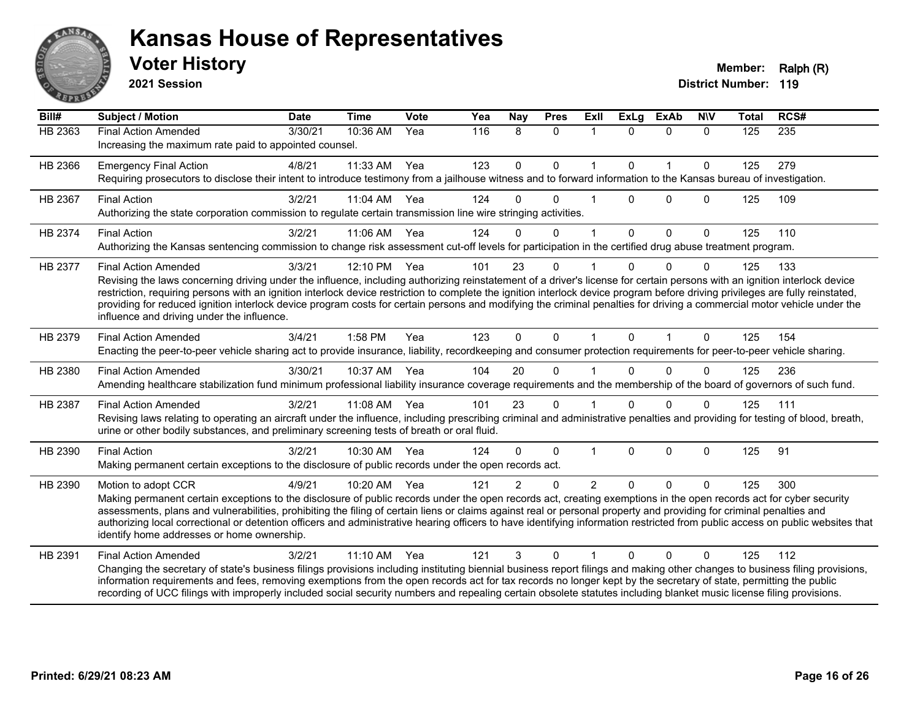# Kansas House of Representatives

## Voter History

**2021 Session**

**Member:** Ralph (R)
**District Number:** 119

| Bill# | Subject / Motion | Date | Time | Vote | Yea | Nay | Pres | ExII | ExLg | ExAb | N\V | Total | RCS# |
|---|---|---|---|---|---|---|---|---|---|---|---|---|---|
| HB 2363 | Final Action Amended | 3/30/21 | 10:36 AM | Yea | 116 | 8 | 0 | 1 | 0 | 0 | 0 | 125 | 235 |
| | Increasing the maximum rate paid to appointed counsel. | | | | | | | | | | | | |
| HB 2366 | Emergency Final Action | 4/8/21 | 11:33 AM | Yea | 123 | 0 | 0 | 1 | 0 | 1 | 0 | 125 | 279 |
| | Requiring prosecutors to disclose their intent to introduce testimony from a jailhouse witness and to forward information to the Kansas bureau of investigation. | | | | | | | | | | | | |
| HB 2367 | Final Action | 3/2/21 | 11:04 AM | Yea | 124 | 0 | 0 | 1 | 0 | 0 | 0 | 125 | 109 |
| | Authorizing the state corporation commission to regulate certain transmission line wire stringing activities. | | | | | | | | | | | | |
| HB 2374 | Final Action | 3/2/21 | 11:06 AM | Yea | 124 | 0 | 0 | 1 | 0 | 0 | 0 | 125 | 110 |
| | Authorizing the Kansas sentencing commission to change risk assessment cut-off levels for participation in the certified drug abuse treatment program. | | | | | | | | | | | | |
| HB 2377 | Final Action Amended | 3/3/21 | 12:10 PM | Yea | 101 | 23 | 0 | 1 | 0 | 0 | 0 | 125 | 133 |
| | Revising the laws concerning driving under the influence, including authorizing reinstatement of a driver's license for certain persons with an ignition interlock device restriction, requiring persons with an ignition interlock device restriction to complete the ignition interlock device program before driving privileges are fully reinstated, providing for reduced ignition interlock device program costs for certain persons and modifying the criminal penalties for driving a commercial motor vehicle under the influence and driving under the influence. | | | | | | | | | | | | |
| HB 2379 | Final Action Amended | 3/4/21 | 1:58 PM | Yea | 123 | 0 | 0 | 1 | 0 | 1 | 0 | 125 | 154 |
| | Enacting the peer-to-peer vehicle sharing act to provide insurance, liability, recordkeeping and consumer protection requirements for peer-to-peer vehicle sharing. | | | | | | | | | | | | |
| HB 2380 | Final Action Amended | 3/30/21 | 10:37 AM | Yea | 104 | 20 | 0 | 1 | 0 | 0 | 0 | 125 | 236 |
| | Amending healthcare stabilization fund minimum professional liability insurance coverage requirements and the membership of the board of governors of such fund. | | | | | | | | | | | | |
| HB 2387 | Final Action Amended | 3/2/21 | 11:08 AM | Yea | 101 | 23 | 0 | 1 | 0 | 0 | 0 | 125 | 111 |
| | Revising laws relating to operating an aircraft under the influence, including prescribing criminal and administrative penalties and providing for testing of blood, breath, urine or other bodily substances, and preliminary screening tests of breath or oral fluid. | | | | | | | | | | | | |
| HB 2390 | Final Action | 3/2/21 | 10:30 AM | Yea | 124 | 0 | 0 | 1 | 0 | 0 | 0 | 125 | 91 |
| | Making permanent certain exceptions to the disclosure of public records under the open records act. | | | | | | | | | | | | |
| HB 2390 | Motion to adopt CCR | 4/9/21 | 10:20 AM | Yea | 121 | 2 | 0 | 2 | 0 | 0 | 0 | 125 | 300 |
| | Making permanent certain exceptions to the disclosure of public records under the open records act, creating exemptions in the open records act for cyber security assessments, plans and vulnerabilities, prohibiting the filing of certain liens or claims against real or personal property and providing for criminal penalties and authorizing local correctional or detention officers and administrative hearing officers to have identifying information restricted from public access on public websites that identify home addresses or home ownership. | | | | | | | | | | | | |
| HB 2391 | Final Action Amended | 3/2/21 | 11:10 AM | Yea | 121 | 3 | 0 | 1 | 0 | 0 | 0 | 125 | 112 |
| | Changing the secretary of state's business filings provisions including instituting biennial business report filings and making other changes to business filing provisions, information requirements and fees, removing exemptions from the open records act for tax records no longer kept by the secretary of state, permitting the public recording of UCC filings with improperly included social security numbers and repealing certain obsolete statutes including blanket music license filing provisions. | | | | | | | | | | | | |

Printed: 6/29/21 08:23 AM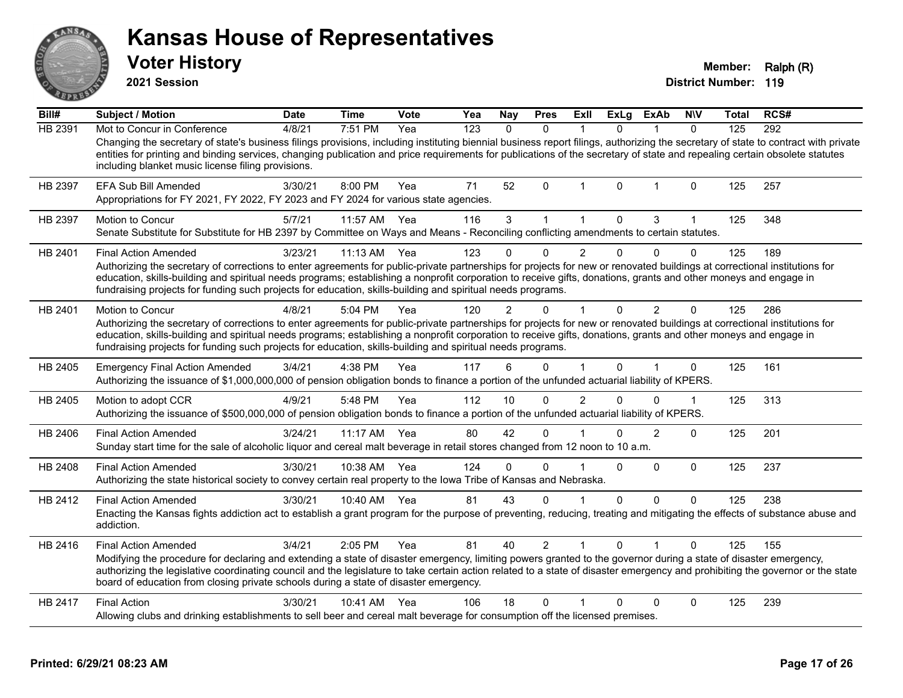# Kansas House of Representatives

## Voter History

**2021 Session**

**Member:** Ralph (R)
**District Number:** 119

| Bill# | Subject / Motion | Date | Time | Vote | Yea | Nay | Pres | ExII | ExLg | ExAb | N\V | Total | RCS# |
|---|---|---|---|---|---|---|---|---|---|---|---|---|---|
| HB 2391 | Mot to Concur in Conference | 4/8/21 | 7:51 PM | Yea | 123 | 0 | 0 | 1 | 0 | 1 | 0 | 125 | 292 |
| | Changing the secretary of state's business filings provisions, including instituting biennial business report filings, authorizing the secretary of state to contract with private entities for printing and binding services, changing publication and price requirements for publications of the secretary of state and repealing certain obsolete statutes including blanket music license filing provisions. | | | | | | | | | | | | |
| HB 2397 | EFA Sub Bill Amended | 3/30/21 | 8:00 PM | Yea | 71 | 52 | 0 | 1 | 0 | 1 | 0 | 125 | 257 |
| | Appropriations for FY 2021, FY 2022, FY 2023 and FY 2024 for various state agencies. | | | | | | | | | | | | |
| HB 2397 | Motion to Concur | 5/7/21 | 11:57 AM | Yea | 116 | 3 | 1 | 1 | 0 | 3 | 1 | 125 | 348 |
| | Senate Substitute for Substitute for HB 2397 by Committee on Ways and Means - Reconciling conflicting amendments to certain statutes. | | | | | | | | | | | | |
| HB 2401 | Final Action Amended | 3/23/21 | 11:13 AM | Yea | 123 | 0 | 0 | 2 | 0 | 0 | 0 | 125 | 189 |
| | Authorizing the secretary of corrections to enter agreements for public-private partnerships for projects for new or renovated buildings at correctional institutions for education, skills-building and spiritual needs programs; establishing a nonprofit corporation to receive gifts, donations, grants and other moneys and engage in fundraising projects for funding such projects for education, skills-building and spiritual needs programs. | | | | | | | | | | | | |
| HB 2401 | Motion to Concur | 4/8/21 | 5:04 PM | Yea | 120 | 2 | 0 | 1 | 0 | 2 | 0 | 125 | 286 |
| | Authorizing the secretary of corrections to enter agreements for public-private partnerships for projects for new or renovated buildings at correctional institutions for education, skills-building and spiritual needs programs; establishing a nonprofit corporation to receive gifts, donations, grants and other moneys and engage in fundraising projects for funding such projects for education, skills-building and spiritual needs programs. | | | | | | | | | | | | |
| HB 2405 | Emergency Final Action Amended | 3/4/21 | 4:38 PM | Yea | 117 | 6 | 0 | 1 | 0 | 1 | 0 | 125 | 161 |
| | Authorizing the issuance of $1,000,000,000 of pension obligation bonds to finance a portion of the unfunded actuarial liability of KPERS. | | | | | | | | | | | | |
| HB 2405 | Motion to adopt CCR | 4/9/21 | 5:48 PM | Yea | 112 | 10 | 0 | 2 | 0 | 0 | 1 | 125 | 313 |
| | Authorizing the issuance of $500,000,000 of pension obligation bonds to finance a portion of the unfunded actuarial liability of KPERS. | | | | | | | | | | | | |
| HB 2406 | Final Action Amended | 3/24/21 | 11:17 AM | Yea | 80 | 42 | 0 | 1 | 0 | 2 | 0 | 125 | 201 |
| | Sunday start time for the sale of alcoholic liquor and cereal malt beverage in retail stores changed from 12 noon to 10 a.m. | | | | | | | | | | | | |
| HB 2408 | Final Action Amended | 3/30/21 | 10:38 AM | Yea | 124 | 0 | 0 | 1 | 0 | 0 | 0 | 125 | 237 |
| | Authorizing the state historical society to convey certain real property to the Iowa Tribe of Kansas and Nebraska. | | | | | | | | | | | | |
| HB 2412 | Final Action Amended | 3/30/21 | 10:40 AM | Yea | 81 | 43 | 0 | 1 | 0 | 0 | 0 | 125 | 238 |
| | Enacting the Kansas fights addiction act to establish a grant program for the purpose of preventing, reducing, treating and mitigating the effects of substance abuse and addiction. | | | | | | | | | | | | |
| HB 2416 | Final Action Amended | 3/4/21 | 2:05 PM | Yea | 81 | 40 | 2 | 1 | 0 | 1 | 0 | 125 | 155 |
| | Modifying the procedure for declaring and extending a state of disaster emergency, limiting powers granted to the governor during a state of disaster emergency, authorizing the legislative coordinating council and the legislature to take certain action related to a state of disaster emergency and prohibiting the governor or the state board of education from closing private schools during a state of disaster emergency. | | | | | | | | | | | | |
| HB 2417 | Final Action | 3/30/21 | 10:41 AM | Yea | 106 | 18 | 0 | 1 | 0 | 0 | 0 | 125 | 239 |
| | Allowing clubs and drinking establishments to sell beer and cereal malt beverage for consumption off the licensed premises. | | | | | | | | | | | | |

Printed: 6/29/21 08:23 AM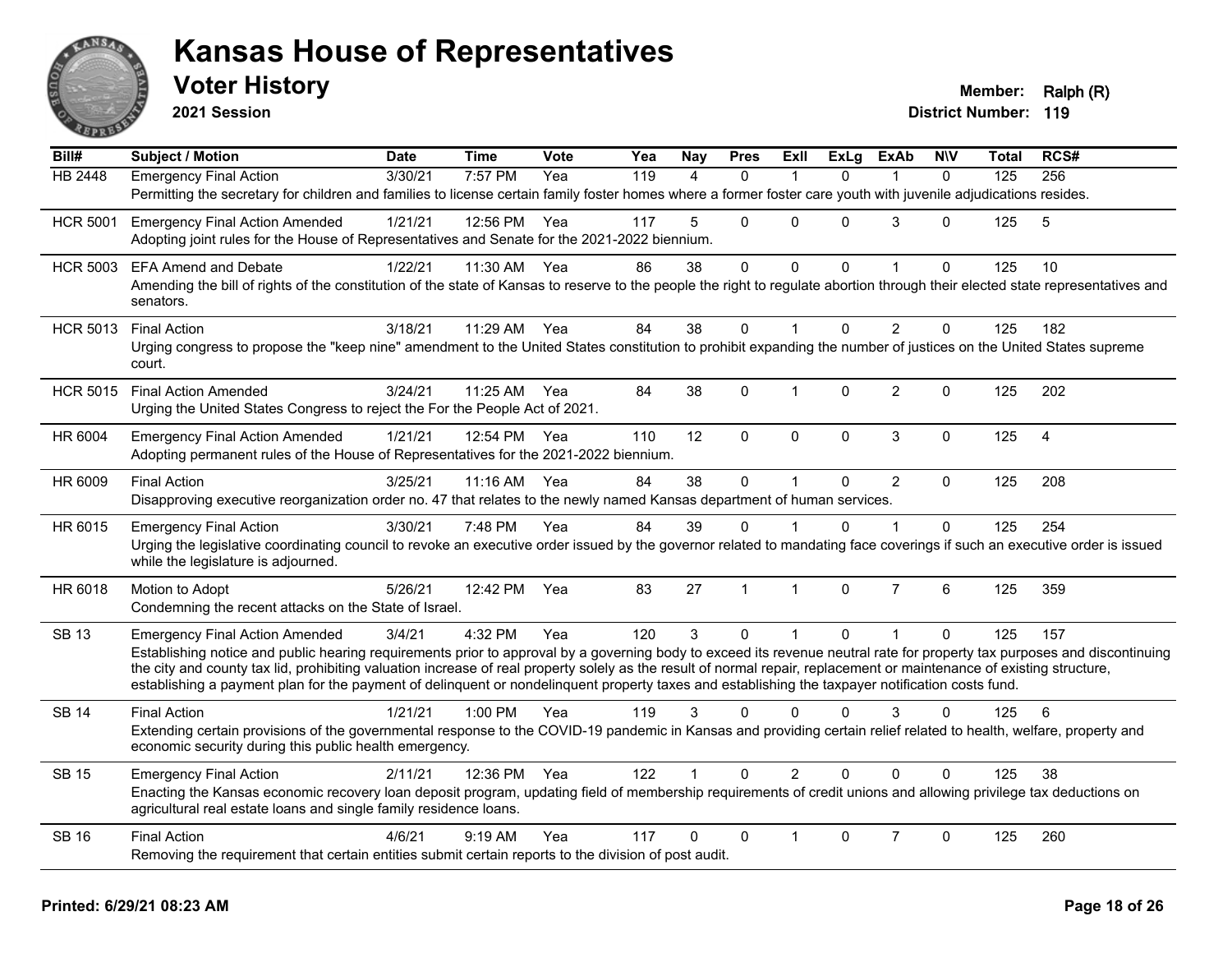# Kansas House of Representatives

## Voter History

**2021 Session**

**Member:** Ralph (R)
**District Number:** 119

| Bill# | Subject / Motion | Date | Time | Vote | Yea | Nay | Pres | ExII | ExLg | ExAb | N\V | Total | RCS# |
|---|---|---|---|---|---|---|---|---|---|---|---|---|---|
| HB 2448 | Emergency Final Action | 3/30/21 | 7:57 PM | Yea | 119 | 4 | 0 | 1 | 0 | 1 | 0 | 125 | 256 |
| | Permitting the secretary for children and families to license certain family foster homes where a former foster care youth with juvenile adjudications resides. | | | | | | | | | | | | |
| HCR 5001 | Emergency Final Action Amended | 1/21/21 | 12:56 PM | Yea | 117 | 5 | 0 | 0 | 0 | 3 | 0 | 125 | 5 |
| | Adopting joint rules for the House of Representatives and Senate for the 2021-2022 biennium. | | | | | | | | | | | | |
| HCR 5003 | EFA Amend and Debate | 1/22/21 | 11:30 AM | Yea | 86 | 38 | 0 | 0 | 0 | 1 | 0 | 125 | 10 |
| | Amending the bill of rights of the constitution of the state of Kansas to reserve to the people the right to regulate abortion through their elected state representatives and senators. | | | | | | | | | | | | |
| HCR 5013 | Final Action | 3/18/21 | 11:29 AM | Yea | 84 | 38 | 0 | 1 | 0 | 2 | 0 | 125 | 182 |
| | Urging congress to propose the "keep nine" amendment to the United States constitution to prohibit expanding the number of justices on the United States supreme court. | | | | | | | | | | | | |
| HCR 5015 | Final Action Amended | 3/24/21 | 11:25 AM | Yea | 84 | 38 | 0 | 1 | 0 | 2 | 0 | 125 | 202 |
| | Urging the United States Congress to reject the For the People Act of 2021. | | | | | | | | | | | | |
| HR 6004 | Emergency Final Action Amended | 1/21/21 | 12:54 PM | Yea | 110 | 12 | 0 | 0 | 0 | 3 | 0 | 125 | 4 |
| | Adopting permanent rules of the House of Representatives for the 2021-2022 biennium. | | | | | | | | | | | | |
| HR 6009 | Final Action | 3/25/21 | 11:16 AM | Yea | 84 | 38 | 0 | 1 | 0 | 2 | 0 | 125 | 208 |
| | Disapproving executive reorganization order no. 47 that relates to the newly named Kansas department of human services. | | | | | | | | | | | | |
| HR 6015 | Emergency Final Action | 3/30/21 | 7:48 PM | Yea | 84 | 39 | 0 | 1 | 0 | 1 | 0 | 125 | 254 |
| | Urging the legislative coordinating council to revoke an executive order issued by the governor related to mandating face coverings if such an executive order is issued while the legislature is adjourned. | | | | | | | | | | | | |
| HR 6018 | Motion to Adopt | 5/26/21 | 12:42 PM | Yea | 83 | 27 | 1 | 1 | 0 | 7 | 6 | 125 | 359 |
| | Condemning the recent attacks on the State of Israel. | | | | | | | | | | | | |
| SB 13 | Emergency Final Action Amended | 3/4/21 | 4:32 PM | Yea | 120 | 3 | 0 | 1 | 0 | 1 | 0 | 125 | 157 |
| | Establishing notice and public hearing requirements prior to approval by a governing body to exceed its revenue neutral rate for property tax purposes and discontinuing the city and county tax lid, prohibiting valuation increase of real property solely as the result of normal repair, replacement or maintenance of existing structure, establishing a payment plan for the payment of delinquent or nondelinquent property taxes and establishing the taxpayer notification costs fund. | | | | | | | | | | | | |
| SB 14 | Final Action | 1/21/21 | 1:00 PM | Yea | 119 | 3 | 0 | 0 | 0 | 3 | 0 | 125 | 6 |
| | Extending certain provisions of the governmental response to the COVID-19 pandemic in Kansas and providing certain relief related to health, welfare, property and economic security during this public health emergency. | | | | | | | | | | | | |
| SB 15 | Emergency Final Action | 2/11/21 | 12:36 PM | Yea | 122 | 1 | 0 | 2 | 0 | 0 | 0 | 125 | 38 |
| | Enacting the Kansas economic recovery loan deposit program, updating field of membership requirements of credit unions and allowing privilege tax deductions on agricultural real estate loans and single family residence loans. | | | | | | | | | | | | |
| SB 16 | Final Action | 4/6/21 | 9:19 AM | Yea | 117 | 0 | 0 | 1 | 0 | 7 | 0 | 125 | 260 |
| | Removing the requirement that certain entities submit certain reports to the division of post audit. | | | | | | | | | | | | |

**Printed: 6/29/21 08:23 AM**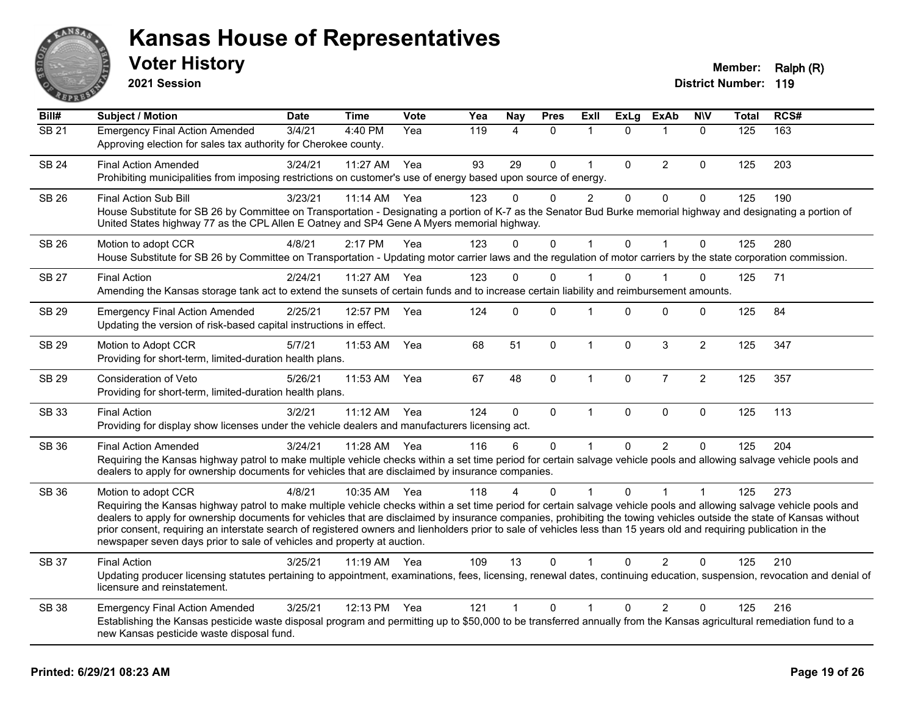# Kansas House of Representatives

## Voter History

**2021 Session**

**Member:** Ralph (R)
**District Number:** 119

| Bill# | Subject / Motion | Date | Time | Vote | Yea | Nay | Pres | ExII | ExLg | ExAb | N\V | Total | RCS# |
|---|---|---|---|---|---|---|---|---|---|---|---|---|---|
| SB 21 | Emergency Final Action Amended | 3/4/21 | 4:40 PM | Yea | 119 | 4 | 0 | 1 | 0 | 1 | 0 | 125 | 163 |
| | Approving election for sales tax authority for Cherokee county. | | | | | | | | | | | | |
| SB 24 | Final Action Amended | 3/24/21 | 11:27 AM | Yea | 93 | 29 | 0 | 1 | 0 | 2 | 0 | 125 | 203 |
| | Prohibiting municipalities from imposing restrictions on customer's use of energy based upon source of energy. | | | | | | | | | | | | |
| SB 26 | Final Action Sub Bill | 3/23/21 | 11:14 AM | Yea | 123 | 0 | 0 | 2 | 0 | 0 | 0 | 125 | 190 |
| | House Substitute for SB 26 by Committee on Transportation - Designating a portion of K-7 as the Senator Bud Burke memorial highway and designating a portion of United States highway 77 as the CPL Allen E Oatney and SP4 Gene A Myers memorial highway. | | | | | | | | | | | | |
| SB 26 | Motion to adopt CCR | 4/8/21 | 2:17 PM | Yea | 123 | 0 | 0 | 1 | 0 | 1 | 0 | 125 | 280 |
| | House Substitute for SB 26 by Committee on Transportation - Updating motor carrier laws and the regulation of motor carriers by the state corporation commission. | | | | | | | | | | | | |
| SB 27 | Final Action | 2/24/21 | 11:27 AM | Yea | 123 | 0 | 0 | 1 | 0 | 1 | 0 | 125 | 71 |
| | Amending the Kansas storage tank act to extend the sunsets of certain funds and to increase certain liability and reimbursement amounts. | | | | | | | | | | | | |
| SB 29 | Emergency Final Action Amended | 2/25/21 | 12:57 PM | Yea | 124 | 0 | 0 | 1 | 0 | 0 | 0 | 125 | 84 |
| | Updating the version of risk-based capital instructions in effect. | | | | | | | | | | | | |
| SB 29 | Motion to Adopt CCR | 5/7/21 | 11:53 AM | Yea | 68 | 51 | 0 | 1 | 0 | 3 | 2 | 125 | 347 |
| | Providing for short-term, limited-duration health plans. | | | | | | | | | | | | |
| SB 29 | Consideration of Veto | 5/26/21 | 11:53 AM | Yea | 67 | 48 | 0 | 1 | 0 | 7 | 2 | 125 | 357 |
| | Providing for short-term, limited-duration health plans. | | | | | | | | | | | | |
| SB 33 | Final Action | 3/2/21 | 11:12 AM | Yea | 124 | 0 | 0 | 1 | 0 | 0 | 0 | 125 | 113 |
| | Providing for display show licenses under the vehicle dealers and manufacturers licensing act. | | | | | | | | | | | | |
| SB 36 | Final Action Amended | 3/24/21 | 11:28 AM | Yea | 116 | 6 | 0 | 1 | 0 | 2 | 0 | 125 | 204 |
| | Requiring the Kansas highway patrol to make multiple vehicle checks within a set time period for certain salvage vehicle pools and allowing salvage vehicle pools and dealers to apply for ownership documents for vehicles that are disclaimed by insurance companies. | | | | | | | | | | | | |
| SB 36 | Motion to adopt CCR | 4/8/21 | 10:35 AM | Yea | 118 | 4 | 0 | 1 | 0 | 1 | 1 | 125 | 273 |
| | Requiring the Kansas highway patrol to make multiple vehicle checks within a set time period for certain salvage vehicle pools and allowing salvage vehicle pools and dealers to apply for ownership documents for vehicles that are disclaimed by insurance companies, prohibiting the towing vehicles outside the state of Kansas without prior consent, requiring an interstate search of registered owners and lienholders prior to sale of vehicles less than 15 years old and requiring publication in the newspaper seven days prior to sale of vehicles and property at auction. | | | | | | | | | | | | |
| SB 37 | Final Action | 3/25/21 | 11:19 AM | Yea | 109 | 13 | 0 | 1 | 0 | 2 | 0 | 125 | 210 |
| | Updating producer licensing statutes pertaining to appointment, examinations, fees, licensing, renewal dates, continuing education, suspension, revocation and denial of licensure and reinstatement. | | | | | | | | | | | | |
| SB 38 | Emergency Final Action Amended | 3/25/21 | 12:13 PM | Yea | 121 | 1 | 0 | 1 | 0 | 2 | 0 | 125 | 216 |
| | Establishing the Kansas pesticide waste disposal program and permitting up to $50,000 to be transferred annually from the Kansas agricultural remediation fund to a new Kansas pesticide waste disposal fund. | | | | | | | | | | | | |

**Printed: 6/29/21 08:23 AM**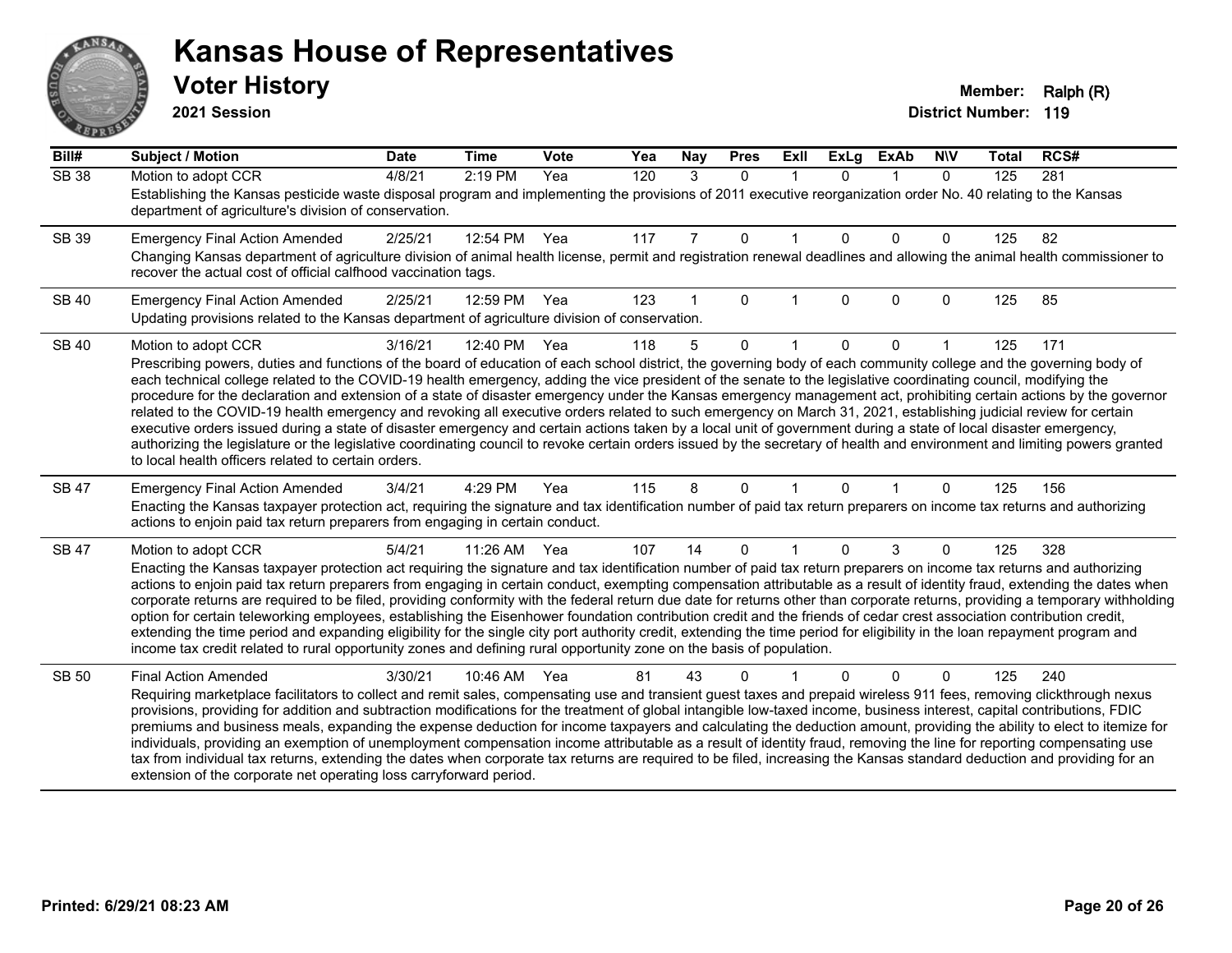# Kansas House of Representatives

## Voter History

**2021 Session**

**Member:** Ralph (R)
**District Number:** 119

| Bill# | Subject / Motion | Date | Time | Vote | Yea | Nay | Pres | ExII | ExLg | ExAb | N\V | Total | RCS# |
|---|---|---|---|---|---|---|---|---|---|---|---|---|---|
| SB 38 | Motion to adopt CCR | 4/8/21 | 2:19 PM | Yea | 120 | 3 | 0 | 1 | 0 | 1 | 0 | 125 | 281 |
| | Establishing the Kansas pesticide waste disposal program and implementing the provisions of 2011 executive reorganization order No. 40 relating to the Kansas department of agriculture's division of conservation. | | | | | | | | | | | | |
| SB 39 | Emergency Final Action Amended | 2/25/21 | 12:54 PM | Yea | 117 | 7 | 0 | 1 | 0 | 0 | 0 | 125 | 82 |
| | Changing Kansas department of agriculture division of animal health license, permit and registration renewal deadlines and allowing the animal health commissioner to recover the actual cost of official calfhood vaccination tags. | | | | | | | | | | | | |
| SB 40 | Emergency Final Action Amended | 2/25/21 | 12:59 PM | Yea | 123 | 1 | 0 | 1 | 0 | 0 | 0 | 125 | 85 |
| | Updating provisions related to the Kansas department of agriculture division of conservation. | | | | | | | | | | | | |
| SB 40 | Motion to adopt CCR | 3/16/21 | 12:40 PM | Yea | 118 | 5 | 0 | 1 | 0 | 0 | 1 | 125 | 171 |
| | Prescribing powers, duties and functions of the board of education of each school district, the governing body of each community college and the governing body of each technical college related to the COVID-19 health emergency, adding the vice president of the senate to the legislative coordinating council, modifying the procedure for the declaration and extension of a state of disaster emergency under the Kansas emergency management act, prohibiting certain actions by the governor related to the COVID-19 health emergency and revoking all executive orders related to such emergency on March 31, 2021, establishing judicial review for certain executive orders issued during a state of disaster emergency and certain actions taken by a local unit of government during a state of local disaster emergency, authorizing the legislature or the legislative coordinating council to revoke certain orders issued by the secretary of health and environment and limiting powers granted to local health officers related to certain orders. | | | | | | | | | | | | |
| SB 47 | Emergency Final Action Amended | 3/4/21 | 4:29 PM | Yea | 115 | 8 | 0 | 1 | 0 | 1 | 0 | 125 | 156 |
| | Enacting the Kansas taxpayer protection act, requiring the signature and tax identification number of paid tax return preparers on income tax returns and authorizing actions to enjoin paid tax return preparers from engaging in certain conduct. | | | | | | | | | | | | |
| SB 47 | Motion to adopt CCR | 5/4/21 | 11:26 AM | Yea | 107 | 14 | 0 | 1 | 0 | 3 | 0 | 125 | 328 |
| | Enacting the Kansas taxpayer protection act requiring the signature and tax identification number of paid tax return preparers on income tax returns and authorizing actions to enjoin paid tax return preparers from engaging in certain conduct, exempting compensation attributable as a result of identity fraud, extending the dates when corporate returns are required to be filed, providing conformity with the federal return due date for returns other than corporate returns, providing a temporary withholding option for certain teleworking employees, establishing the Eisenhower foundation contribution credit and the friends of cedar crest association contribution credit, extending the time period and expanding eligibility for the single city port authority credit, extending the time period for eligibility in the loan repayment program and income tax credit related to rural opportunity zones and defining rural opportunity zone on the basis of population. | | | | | | | | | | | | |
| SB 50 | Final Action Amended | 3/30/21 | 10:46 AM | Yea | 81 | 43 | 0 | 1 | 0 | 0 | 0 | 125 | 240 |
| | Requiring marketplace facilitators to collect and remit sales, compensating use and transient guest taxes and prepaid wireless 911 fees, removing clickthrough nexus provisions, providing for addition and subtraction modifications for the treatment of global intangible low-taxed income, business interest, capital contributions, FDIC premiums and business meals, expanding the expense deduction for income taxpayers and calculating the deduction amount, providing the ability to elect to itemize for individuals, providing an exemption of unemployment compensation income attributable as a result of identity fraud, removing the line for reporting compensating use tax from individual tax returns, extending the dates when corporate tax returns are required to be filed, increasing the Kansas standard deduction and providing for an extension of the corporate net operating loss carryforward period. | | | | | | | | | | | | |

**Printed: 6/29/21 08:23 AM**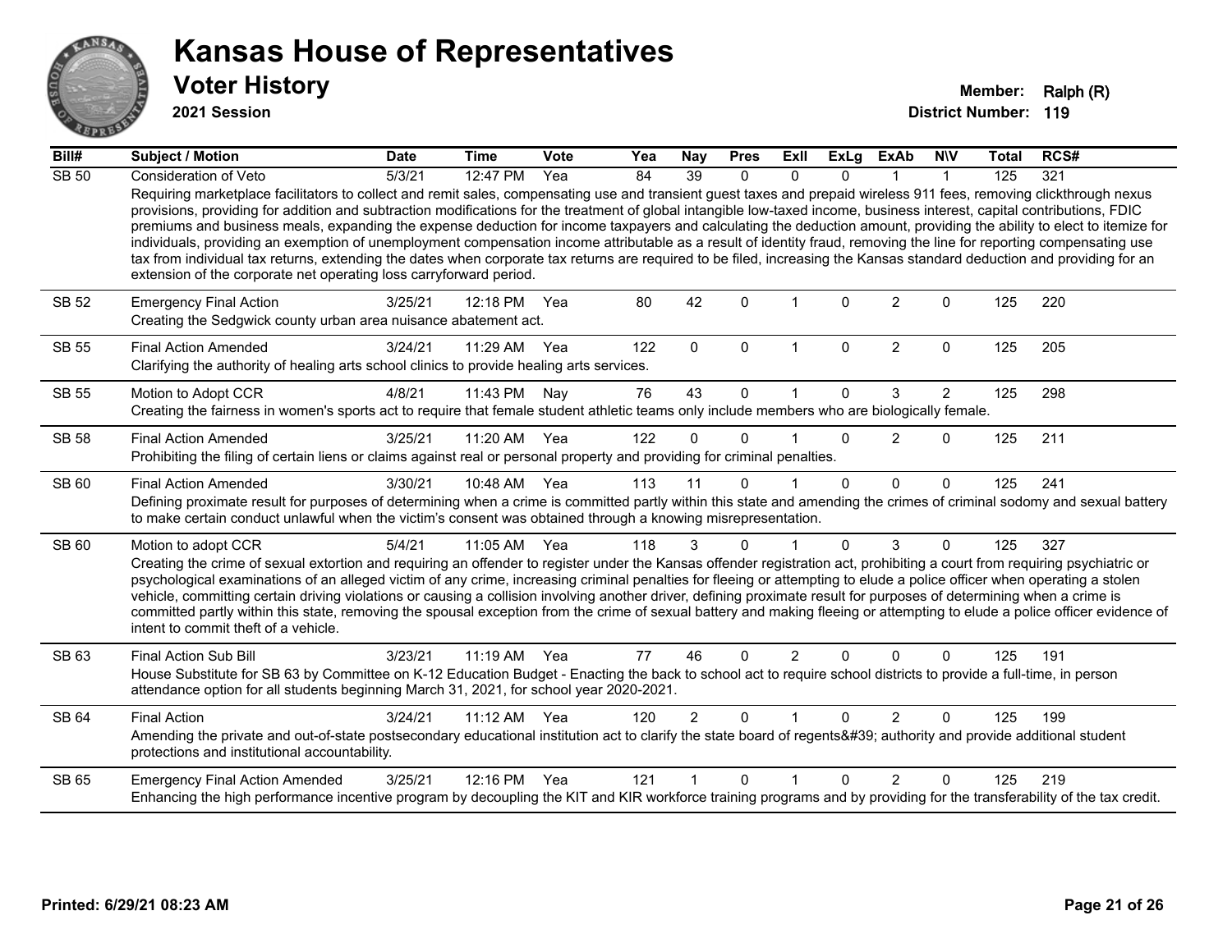# Kansas House of Representatives

## Voter History

**2021 Session**

**Member:** Ralph (R)
**District Number:** 119

| Bill# | Subject / Motion | Date | Time | Vote | Yea | Nay | Pres | ExII | ExLg | ExAb | N\V | Total | RCS# |
|---|---|---|---|---|---|---|---|---|---|---|---|---|---|
| SB 50 | Consideration of Veto | 5/3/21 | 12:47 PM | Yea | 84 | 39 | 0 | 0 | 0 | 1 | 1 | 125 | 321 |
| | Requiring marketplace facilitators to collect and remit sales, compensating use and transient guest taxes and prepaid wireless 911 fees, removing clickthrough nexus provisions, providing for addition and subtraction modifications for the treatment of global intangible low-taxed income, business interest, capital contributions, FDIC premiums and business meals, expanding the expense deduction for income taxpayers and calculating the deduction amount, providing the ability to elect to itemize for individuals, providing an exemption of unemployment compensation income attributable as a result of identity fraud, removing the line for reporting compensating use tax from individual tax returns, extending the dates when corporate tax returns are required to be filed, increasing the Kansas standard deduction and providing for an extension of the corporate net operating loss carryforward period. | | | | | | | | | | | | |
| SB 52 | Emergency Final Action | 3/25/21 | 12:18 PM | Yea | 80 | 42 | 0 | 1 | 0 | 2 | 0 | 125 | 220 |
| | Creating the Sedgwick county urban area nuisance abatement act. | | | | | | | | | | | | |
| SB 55 | Final Action Amended | 3/24/21 | 11:29 AM | Yea | 122 | 0 | 0 | 1 | 0 | 2 | 0 | 125 | 205 |
| | Clarifying the authority of healing arts school clinics to provide healing arts services. | | | | | | | | | | | | |
| SB 55 | Motion to Adopt CCR | 4/8/21 | 11:43 PM | Nay | 76 | 43 | 0 | 1 | 0 | 3 | 2 | 125 | 298 |
| | Creating the fairness in women's sports act to require that female student athletic teams only include members who are biologically female. | | | | | | | | | | | | |
| SB 58 | Final Action Amended | 3/25/21 | 11:20 AM | Yea | 122 | 0 | 0 | 1 | 0 | 2 | 0 | 125 | 211 |
| | Prohibiting the filing of certain liens or claims against real or personal property and providing for criminal penalties. | | | | | | | | | | | | |
| SB 60 | Final Action Amended | 3/30/21 | 10:48 AM | Yea | 113 | 11 | 0 | 1 | 0 | 0 | 0 | 125 | 241 |
| | Defining proximate result for purposes of determining when a crime is committed partly within this state and amending the crimes of criminal sodomy and sexual battery to make certain conduct unlawful when the victim's consent was obtained through a knowing misrepresentation. | | | | | | | | | | | | |
| SB 60 | Motion to adopt CCR | 5/4/21 | 11:05 AM | Yea | 118 | 3 | 0 | 1 | 0 | 3 | 0 | 125 | 327 |
| | Creating the crime of sexual extortion and requiring an offender to register under the Kansas offender registration act, prohibiting a court from requiring psychiatric or psychological examinations of an alleged victim of any crime, increasing criminal penalties for fleeing or attempting to elude a police officer when operating a stolen vehicle, committing certain driving violations or causing a collision involving another driver, defining proximate result for purposes of determining when a crime is committed partly within this state, removing the spousal exception from the crime of sexual battery and making fleeing or attempting to elude a police officer evidence of intent to commit theft of a vehicle. | | | | | | | | | | | | |
| SB 63 | Final Action Sub Bill | 3/23/21 | 11:19 AM | Yea | 77 | 46 | 0 | 2 | 0 | 0 | 0 | 125 | 191 |
| | House Substitute for SB 63 by Committee on K-12 Education Budget - Enacting the back to school act to require school districts to provide a full-time, in person attendance option for all students beginning March 31, 2021, for school year 2020-2021. | | | | | | | | | | | | |
| SB 64 | Final Action | 3/24/21 | 11:12 AM | Yea | 120 | 2 | 0 | 1 | 0 | 2 | 0 | 125 | 199 |
| | Amending the private and out-of-state postsecondary educational institution act to clarify the state board of regents&#39; authority and provide additional student protections and institutional accountability. | | | | | | | | | | | | |
| SB 65 | Emergency Final Action Amended | 3/25/21 | 12:16 PM | Yea | 121 | 1 | 0 | 1 | 0 | 2 | 0 | 125 | 219 |
| | Enhancing the high performance incentive program by decoupling the KIT and KIR workforce training programs and by providing for the transferability of the tax credit. | | | | | | | | | | | | |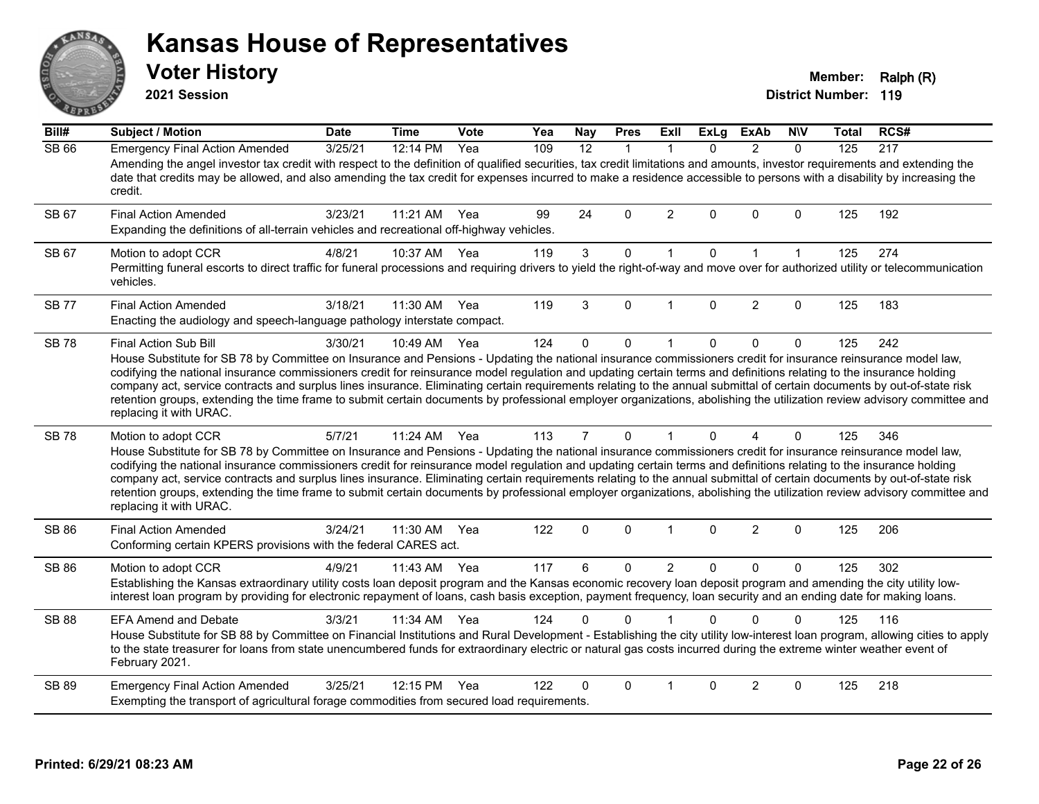# Kansas House of Representatives

## Voter History

**2021 Session**

**Member:** Ralph (R)

**District Number:** 119

| Bill# | Subject / Motion | Date | Time | Vote | Yea | Nay | Pres | ExII | ExLg | ExAb | N\V | Total | RCS# |
|---|---|---|---|---|---|---|---|---|---|---|---|---|---|
| SB 66 | Emergency Final Action Amended | 3/25/21 | 12:14 PM | Yea | 109 | 12 | 1 | 1 | 0 | 2 | 0 | 125 | 217 |
| | Amending the angel investor tax credit with respect to the definition of qualified securities, tax credit limitations and amounts, investor requirements and extending the date that credits may be allowed, and also amending the tax credit for expenses incurred to make a residence accessible to persons with a disability by increasing the credit. | | | | | | | | | | | | |
| SB 67 | Final Action Amended | 3/23/21 | 11:21 AM | Yea | 99 | 24 | 0 | 2 | 0 | 0 | 0 | 125 | 192 |
| | Expanding the definitions of all-terrain vehicles and recreational off-highway vehicles. | | | | | | | | | | | | |
| SB 67 | Motion to adopt CCR | 4/8/21 | 10:37 AM | Yea | 119 | 3 | 0 | 1 | 0 | 1 | 1 | 125 | 274 |
| | Permitting funeral escorts to direct traffic for funeral processions and requiring drivers to yield the right-of-way and move over for authorized utility or telecommunication vehicles. | | | | | | | | | | | | |
| SB 77 | Final Action Amended | 3/18/21 | 11:30 AM | Yea | 119 | 3 | 0 | 1 | 0 | 2 | 0 | 125 | 183 |
| | Enacting the audiology and speech-language pathology interstate compact. | | | | | | | | | | | | |
| SB 78 | Final Action Sub Bill | 3/30/21 | 10:49 AM | Yea | 124 | 0 | 0 | 1 | 0 | 0 | 0 | 125 | 242 |
| | House Substitute for SB 78 by Committee on Insurance and Pensions - Updating the national insurance commissioners credit for insurance reinsurance model law, codifying the national insurance commissioners credit for reinsurance model regulation and updating certain terms and definitions relating to the insurance holding company act, service contracts and surplus lines insurance. Eliminating certain requirements relating to the annual submittal of certain documents by out-of-state risk retention groups, extending the time frame to submit certain documents by professional employer organizations, abolishing the utilization review advisory committee and replacing it with URAC. | | | | | | | | | | | | |
| SB 78 | Motion to adopt CCR | 5/7/21 | 11:24 AM | Yea | 113 | 7 | 0 | 1 | 0 | 4 | 0 | 125 | 346 |
| | House Substitute for SB 78 by Committee on Insurance and Pensions - Updating the national insurance commissioners credit for insurance reinsurance model law, codifying the national insurance commissioners credit for reinsurance model regulation and updating certain terms and definitions relating to the insurance holding company act, service contracts and surplus lines insurance. Eliminating certain requirements relating to the annual submittal of certain documents by out-of-state risk retention groups, extending the time frame to submit certain documents by professional employer organizations, abolishing the utilization review advisory committee and replacing it with URAC. | | | | | | | | | | | | |
| SB 86 | Final Action Amended | 3/24/21 | 11:30 AM | Yea | 122 | 0 | 0 | 1 | 0 | 2 | 0 | 125 | 206 |
| | Conforming certain KPERS provisions with the federal CARES act. | | | | | | | | | | | | |
| SB 86 | Motion to adopt CCR | 4/9/21 | 11:43 AM | Yea | 117 | 6 | 0 | 2 | 0 | 0 | 0 | 125 | 302 |
| | Establishing the Kansas extraordinary utility costs loan deposit program and the Kansas economic recovery loan deposit program and amending the city utility low-interest loan program by providing for electronic repayment of loans, cash basis exception, payment frequency, loan security and an ending date for making loans. | | | | | | | | | | | | |
| SB 88 | EFA Amend and Debate | 3/3/21 | 11:34 AM | Yea | 124 | 0 | 0 | 1 | 0 | 0 | 0 | 125 | 116 |
| | House Substitute for SB 88 by Committee on Financial Institutions and Rural Development - Establishing the city utility low-interest loan program, allowing cities to apply to the state treasurer for loans from state unencumbered funds for extraordinary electric or natural gas costs incurred during the extreme winter weather event of February 2021. | | | | | | | | | | | | |
| SB 89 | Emergency Final Action Amended | 3/25/21 | 12:15 PM | Yea | 122 | 0 | 0 | 1 | 0 | 2 | 0 | 125 | 218 |
| | Exempting the transport of agricultural forage commodities from secured load requirements. | | | | | | | | | | | | |

**Printed: 6/29/21 08:23 AM**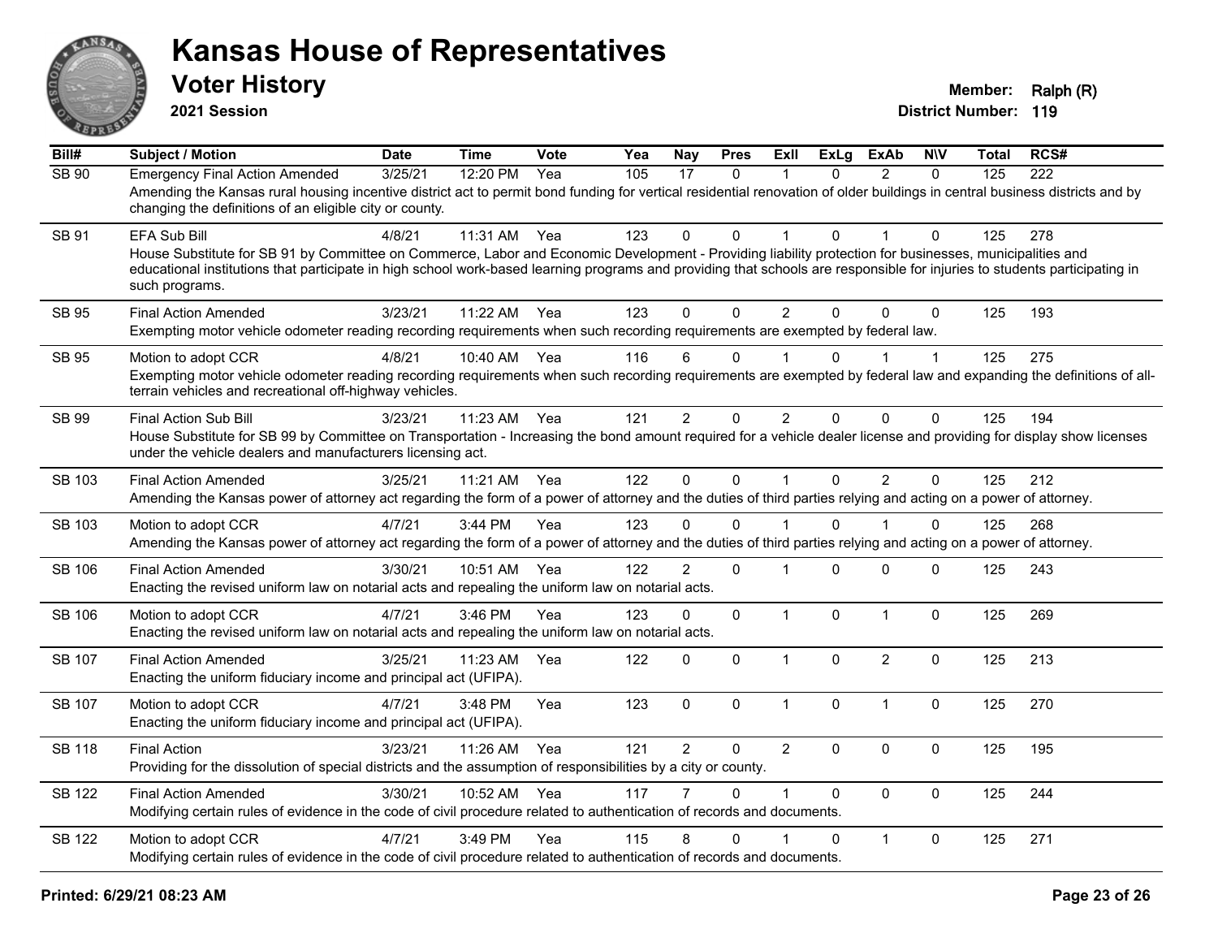# Kansas House of Representatives

## Voter History

**2021 Session**

**Member:** Ralph (R)
**District Number:** 119

| Bill# | Subject / Motion | Date | Time | Vote | Yea | Nay | Pres | ExII | ExLg | ExAb | N\V | Total | RCS# |
|---|---|---|---|---|---|---|---|---|---|---|---|---|---|
| SB 90 | Emergency Final Action Amended | 3/25/21 | 12:20 PM | Yea | 105 | 17 | 0 | 1 | 0 | 2 | 0 | 125 | 222 |
| | Amending the Kansas rural housing incentive district act to permit bond funding for vertical residential renovation of older buildings in central business districts and by changing the definitions of an eligible city or county. | | | | | | | | | | | | |
| SB 91 | EFA Sub Bill | 4/8/21 | 11:31 AM | Yea | 123 | 0 | 0 | 1 | 0 | 1 | 0 | 125 | 278 |
| | House Substitute for SB 91 by Committee on Commerce, Labor and Economic Development - Providing liability protection for businesses, municipalities and educational institutions that participate in high school work-based learning programs and providing that schools are responsible for injuries to students participating in such programs. | | | | | | | | | | | | |
| SB 95 | Final Action Amended | 3/23/21 | 11:22 AM | Yea | 123 | 0 | 0 | 2 | 0 | 0 | 0 | 125 | 193 |
| | Exempting motor vehicle odometer reading recording requirements when such recording requirements are exempted by federal law. | | | | | | | | | | | | |
| SB 95 | Motion to adopt CCR | 4/8/21 | 10:40 AM | Yea | 116 | 6 | 0 | 1 | 0 | 1 | 1 | 125 | 275 |
| | Exempting motor vehicle odometer reading recording requirements when such recording requirements are exempted by federal law and expanding the definitions of all-terrain vehicles and recreational off-highway vehicles. | | | | | | | | | | | | |
| SB 99 | Final Action Sub Bill | 3/23/21 | 11:23 AM | Yea | 121 | 2 | 0 | 2 | 0 | 0 | 0 | 125 | 194 |
| | House Substitute for SB 99 by Committee on Transportation - Increasing the bond amount required for a vehicle dealer license and providing for display show licenses under the vehicle dealers and manufacturers licensing act. | | | | | | | | | | | | |
| SB 103 | Final Action Amended | 3/25/21 | 11:21 AM | Yea | 122 | 0 | 0 | 1 | 0 | 2 | 0 | 125 | 212 |
| | Amending the Kansas power of attorney act regarding the form of a power of attorney and the duties of third parties relying and acting on a power of attorney. | | | | | | | | | | | | |
| SB 103 | Motion to adopt CCR | 4/7/21 | 3:44 PM | Yea | 123 | 0 | 0 | 1 | 0 | 1 | 0 | 125 | 268 |
| | Amending the Kansas power of attorney act regarding the form of a power of attorney and the duties of third parties relying and acting on a power of attorney. | | | | | | | | | | | | |
| SB 106 | Final Action Amended | 3/30/21 | 10:51 AM | Yea | 122 | 2 | 0 | 1 | 0 | 0 | 0 | 125 | 243 |
| | Enacting the revised uniform law on notarial acts and repealing the uniform law on notarial acts. | | | | | | | | | | | | |
| SB 106 | Motion to adopt CCR | 4/7/21 | 3:46 PM | Yea | 123 | 0 | 0 | 1 | 0 | 1 | 0 | 125 | 269 |
| | Enacting the revised uniform law on notarial acts and repealing the uniform law on notarial acts. | | | | | | | | | | | | |
| SB 107 | Final Action Amended | 3/25/21 | 11:23 AM | Yea | 122 | 0 | 0 | 1 | 0 | 2 | 0 | 125 | 213 |
| | Enacting the uniform fiduciary income and principal act (UFIPA). | | | | | | | | | | | | |
| SB 107 | Motion to adopt CCR | 4/7/21 | 3:48 PM | Yea | 123 | 0 | 0 | 1 | 0 | 1 | 0 | 125 | 270 |
| | Enacting the uniform fiduciary income and principal act (UFIPA). | | | | | | | | | | | | |
| SB 118 | Final Action | 3/23/21 | 11:26 AM | Yea | 121 | 2 | 0 | 2 | 0 | 0 | 0 | 125 | 195 |
| | Providing for the dissolution of special districts and the assumption of responsibilities by a city or county. | | | | | | | | | | | | |
| SB 122 | Final Action Amended | 3/30/21 | 10:52 AM | Yea | 117 | 7 | 0 | 1 | 0 | 0 | 0 | 125 | 244 |
| | Modifying certain rules of evidence in the code of civil procedure related to authentication of records and documents. | | | | | | | | | | | | |
| SB 122 | Motion to adopt CCR | 4/7/21 | 3:49 PM | Yea | 115 | 8 | 0 | 1 | 0 | 1 | 0 | 125 | 271 |
| | Modifying certain rules of evidence in the code of civil procedure related to authentication of records and documents. | | | | | | | | | | | | |

**Printed: 6/29/21 08:23 AM**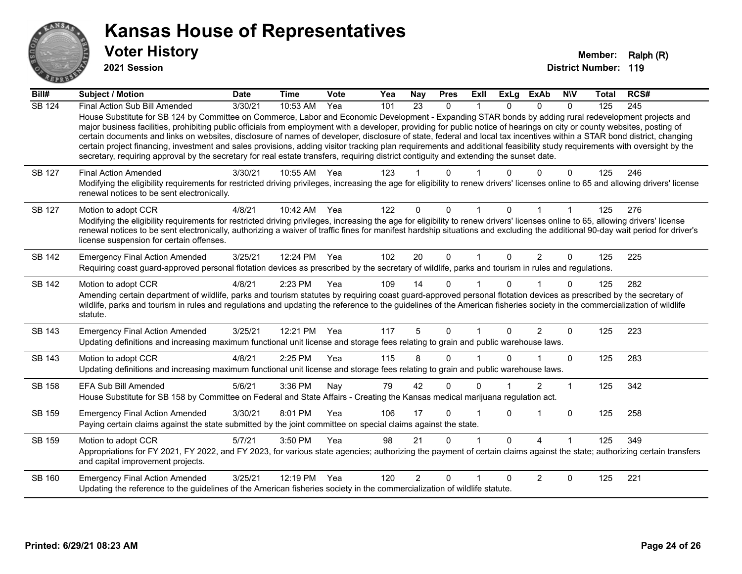# Kansas House of Representatives

## Voter History

**2021 Session**

**Member:** Ralph (R)
**District Number:** 119

| Bill# | Subject / Motion | Date | Time | Vote | Yea | Nay | Pres | ExII | ExLg | ExAb | N\V | Total | RCS# |
|---|---|---|---|---|---|---|---|---|---|---|---|---|---|
| SB 124 | Final Action Sub Bill Amended | 3/30/21 | 10:53 AM | Yea | 101 | 23 | 0 | 1 | 0 | 0 | 0 | 125 | 245 |
| | House Substitute for SB 124 by Committee on Commerce, Labor and Economic Development - Expanding STAR bonds by adding rural redevelopment projects and major business facilities, prohibiting public officials from employment with a developer, providing for public notice of hearings on city or county websites, posting of certain documents and links on websites, disclosure of names of developer, disclosure of state, federal and local tax incentives within a STAR bond district, changing certain project financing, investment and sales provisions, adding visitor tracking plan requirements and additional feasibility study requirements with oversight by the secretary, requiring approval by the secretary for real estate transfers, requiring district contiguity and extending the sunset date. | | | | | | | | | | | | |
| SB 127 | Final Action Amended | 3/30/21 | 10:55 AM | Yea | 123 | 1 | 0 | 1 | 0 | 0 | 0 | 125 | 246 |
| | Modifying the eligibility requirements for restricted driving privileges, increasing the age for eligibility to renew drivers' licenses online to 65 and allowing drivers' license renewal notices to be sent electronically. | | | | | | | | | | | | |
| SB 127 | Motion to adopt CCR | 4/8/21 | 10:42 AM | Yea | 122 | 0 | 0 | 1 | 0 | 1 | 1 | 125 | 276 |
| | Modifying the eligibility requirements for restricted driving privileges, increasing the age for eligibility to renew drivers' licenses online to 65, allowing drivers' license renewal notices to be sent electronically, authorizing a waiver of traffic fines for manifest hardship situations and excluding the additional 90-day wait period for driver's license suspension for certain offenses. | | | | | | | | | | | | |
| SB 142 | Emergency Final Action Amended | 3/25/21 | 12:24 PM | Yea | 102 | 20 | 0 | 1 | 0 | 2 | 0 | 125 | 225 |
| | Requiring coast guard-approved personal flotation devices as prescribed by the secretary of wildlife, parks and tourism in rules and regulations. | | | | | | | | | | | | |
| SB 142 | Motion to adopt CCR | 4/8/21 | 2:23 PM | Yea | 109 | 14 | 0 | 1 | 0 | 1 | 0 | 125 | 282 |
| | Amending certain department of wildlife, parks and tourism statutes by requiring coast guard-approved personal flotation devices as prescribed by the secretary of wildlife, parks and tourism in rules and regulations and updating the reference to the guidelines of the American fisheries society in the commercialization of wildlife statute. | | | | | | | | | | | | |
| SB 143 | Emergency Final Action Amended | 3/25/21 | 12:21 PM | Yea | 117 | 5 | 0 | 1 | 0 | 2 | 0 | 125 | 223 |
| | Updating definitions and increasing maximum functional unit license and storage fees relating to grain and public warehouse laws. | | | | | | | | | | | | |
| SB 143 | Motion to adopt CCR | 4/8/21 | 2:25 PM | Yea | 115 | 8 | 0 | 1 | 0 | 1 | 0 | 125 | 283 |
| | Updating definitions and increasing maximum functional unit license and storage fees relating to grain and public warehouse laws. | | | | | | | | | | | | |
| SB 158 | EFA Sub Bill Amended | 5/6/21 | 3:36 PM | Nay | 79 | 42 | 0 | 0 | 1 | 2 | 1 | 125 | 342 |
| | House Substitute for SB 158 by Committee on Federal and State Affairs - Creating the Kansas medical marijuana regulation act. | | | | | | | | | | | | |
| SB 159 | Emergency Final Action Amended | 3/30/21 | 8:01 PM | Yea | 106 | 17 | 0 | 1 | 0 | 1 | 0 | 125 | 258 |
| | Paying certain claims against the state submitted by the joint committee on special claims against the state. | | | | | | | | | | | | |
| SB 159 | Motion to adopt CCR | 5/7/21 | 3:50 PM | Yea | 98 | 21 | 0 | 1 | 0 | 4 | 1 | 125 | 349 |
| | Appropriations for FY 2021, FY 2022, and FY 2023, for various state agencies; authorizing the payment of certain claims against the state; authorizing certain transfers and capital improvement projects. | | | | | | | | | | | | |
| SB 160 | Emergency Final Action Amended | 3/25/21 | 12:19 PM | Yea | 120 | 2 | 0 | 1 | 0 | 2 | 0 | 125 | 221 |
| | Updating the reference to the guidelines of the American fisheries society in the commercialization of wildlife statute. | | | | | | | | | | | | |

**Printed: 6/29/21 08:23 AM**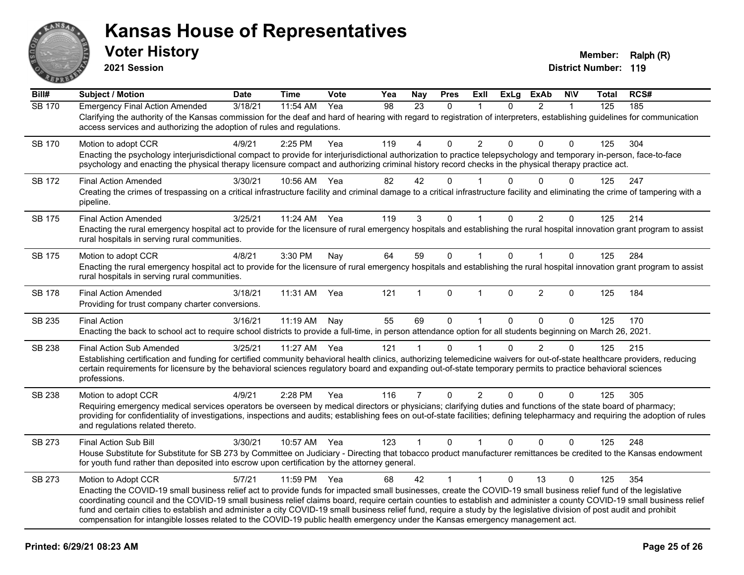# Kansas House of Representatives

## Voter History

**2021 Session**

**Member:** Ralph (R)
**District Number:** 119

| Bill# | Subject / Motion | Date | Time | Vote | Yea | Nay | Pres | ExII | ExLg | ExAb | N\V | Total | RCS# |
|---|---|---|---|---|---|---|---|---|---|---|---|---|---|
| SB 170 | Emergency Final Action Amended | 3/18/21 | 11:54 AM | Yea | 98 | 23 | 0 | 1 | 0 | 2 | 1 | 125 | 185 |
| | Clarifying the authority of the Kansas commission for the deaf and hard of hearing with regard to registration of interpreters, establishing guidelines for communication access services and authorizing the adoption of rules and regulations. | | | | | | | | | | | | |
| SB 170 | Motion to adopt CCR | 4/9/21 | 2:25 PM | Yea | 119 | 4 | 0 | 2 | 0 | 0 | 0 | 125 | 304 |
| | Enacting the psychology interjurisdictional compact to provide for interjurisdictional authorization to practice telepsychology and temporary in-person, face-to-face psychology and enacting the physical therapy licensure compact and authorizing criminal history record checks in the physical therapy practice act. | | | | | | | | | | | | |
| SB 172 | Final Action Amended | 3/30/21 | 10:56 AM | Yea | 82 | 42 | 0 | 1 | 0 | 0 | 0 | 125 | 247 |
| | Creating the crimes of trespassing on a critical infrastructure facility and criminal damage to a critical infrastructure facility and eliminating the crime of tampering with a pipeline. | | | | | | | | | | | | |
| SB 175 | Final Action Amended | 3/25/21 | 11:24 AM | Yea | 119 | 3 | 0 | 1 | 0 | 2 | 0 | 125 | 214 |
| | Enacting the rural emergency hospital act to provide for the licensure of rural emergency hospitals and establishing the rural hospital innovation grant program to assist rural hospitals in serving rural communities. | | | | | | | | | | | | |
| SB 175 | Motion to adopt CCR | 4/8/21 | 3:30 PM | Nay | 64 | 59 | 0 | 1 | 0 | 1 | 0 | 125 | 284 |
| | Enacting the rural emergency hospital act to provide for the licensure of rural emergency hospitals and establishing the rural hospital innovation grant program to assist rural hospitals in serving rural communities. | | | | | | | | | | | | |
| SB 178 | Final Action Amended | 3/18/21 | 11:31 AM | Yea | 121 | 1 | 0 | 1 | 0 | 2 | 0 | 125 | 184 |
| | Providing for trust company charter conversions. | | | | | | | | | | | | |
| SB 235 | Final Action | 3/16/21 | 11:19 AM | Nay | 55 | 69 | 0 | 1 | 0 | 0 | 0 | 125 | 170 |
| | Enacting the back to school act to require school districts to provide a full-time, in person attendance option for all students beginning on March 26, 2021. | | | | | | | | | | | | |
| SB 238 | Final Action Sub Amended | 3/25/21 | 11:27 AM | Yea | 121 | 1 | 0 | 1 | 0 | 2 | 0 | 125 | 215 |
| | Establishing certification and funding for certified community behavioral health clinics, authorizing telemedicine waivers for out-of-state healthcare providers, reducing certain requirements for licensure by the behavioral sciences regulatory board and expanding out-of-state temporary permits to practice behavioral sciences professions. | | | | | | | | | | | | |
| SB 238 | Motion to adopt CCR | 4/9/21 | 2:28 PM | Yea | 116 | 7 | 0 | 2 | 0 | 0 | 0 | 125 | 305 |
| | Requiring emergency medical services operators be overseen by medical directors or physicians; clarifying duties and functions of the state board of pharmacy; providing for confidentiality of investigations, inspections and audits; establishing fees on out-of-state facilities; defining telepharmacy and requiring the adoption of rules and regulations related thereto. | | | | | | | | | | | | |
| SB 273 | Final Action Sub Bill | 3/30/21 | 10:57 AM | Yea | 123 | 1 | 0 | 1 | 0 | 0 | 0 | 125 | 248 |
| | House Substitute for Substitute for SB 273 by Committee on Judiciary - Directing that tobacco product manufacturer remittances be credited to the Kansas endowment for youth fund rather than deposited into escrow upon certification by the attorney general. | | | | | | | | | | | | |
| SB 273 | Motion to Adopt CCR | 5/7/21 | 11:59 PM | Yea | 68 | 42 | 1 | 1 | 0 | 13 | 0 | 125 | 354 |
| | Enacting the COVID-19 small business relief act to provide funds for impacted small businesses, create the COVID-19 small business relief fund of the legislative coordinating council and the COVID-19 small business relief claims board, require certain counties to establish and administer a county COVID-19 small business relief fund and certain cities to establish and administer a city COVID-19 small business relief fund, require a study by the legislative division of post audit and prohibit compensation for intangible losses related to the COVID-19 public health emergency under the Kansas emergency management act. | | | | | | | | | | | | |

**Printed: 6/29/21 08:23 AM**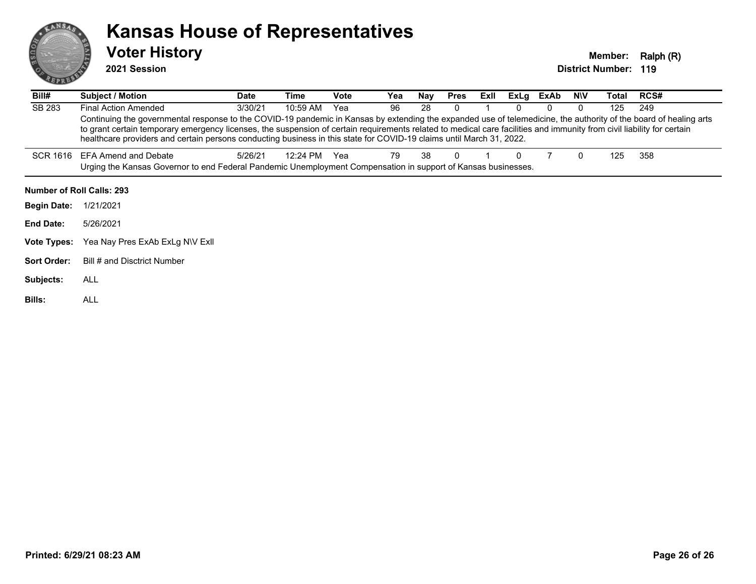# Kansas House of Representatives

## Voter History

**2021 Session**

**Member:** Ralph (R)
**District Number:** 119

| Bill# | Subject / Motion | Date | Time | Vote | Yea | Nay | Pres | ExII | ExLg | ExAb | N\V | Total | RCS# |
|---|---|---|---|---|---|---|---|---|---|---|---|---|---|
| SB 283 | Final Action Amended | 3/30/21 | 10:59 AM | Yea | 96 | 28 | 0 | 1 | 0 | 0 | 0 | 125 | 249 |
| | Continuing the governmental response to the COVID-19 pandemic in Kansas by extending the expanded use of telemedicine, the authority of the board of healing arts to grant certain temporary emergency licenses, the suspension of certain requirements related to medical care facilities and immunity from civil liability for certain healthcare providers and certain persons conducting business in this state for COVID-19 claims until March 31, 2022. | | | | | | | | | | | | |
| SCR 1616 | EFA Amend and Debate | 5/26/21 | 12:24 PM | Yea | 79 | 38 | 0 | 1 | 0 | 7 | 0 | 125 | 358 |
| | Urging the Kansas Governor to end Federal Pandemic Unemployment Compensation in support of Kansas businesses. | | | | | | | | | | | | |

**Number of Roll Calls: 293**

**Begin Date:** 1/21/2021

**End Date:** 5/26/2021

**Vote Types:** Yea Nay Pres ExAb ExLg N\V ExII

**Sort Order:** Bill # and Disctrict Number

**Subjects:** ALL

**Bills:** ALL

**Printed: 6/29/21 08:23 AM**